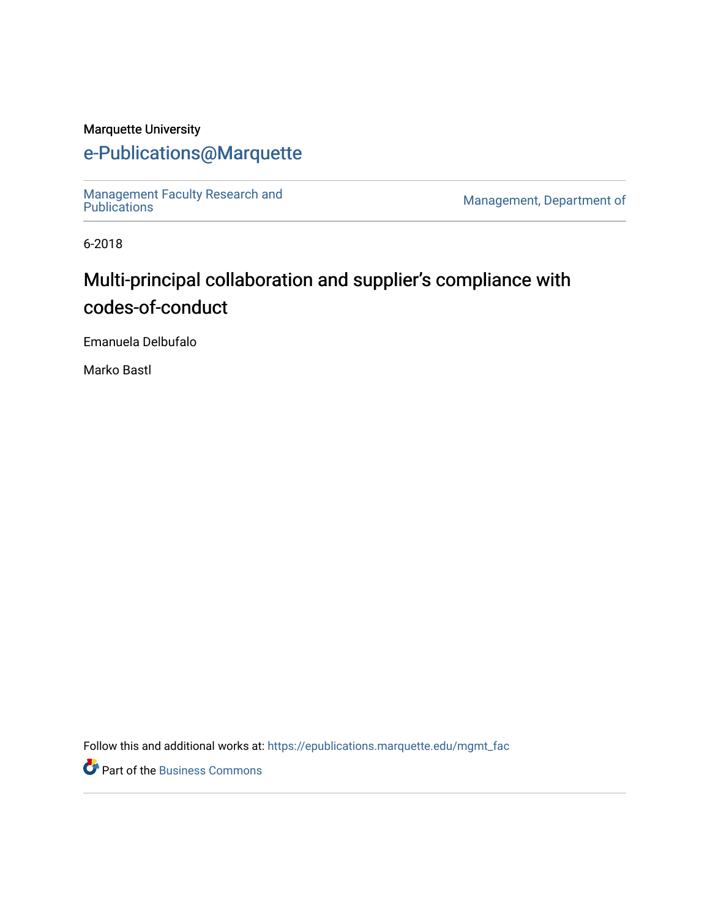Marquette University

# e-Publications@Marquette

Management Faculty Research and Publications | Management, Department of

6-2018

## Multi-principal collaboration and supplier's compliance with codes-of-conduct

Emanuela Delbufalo

Marko Bastl

Follow this and additional works at: https://epublications.marquette.edu/mgmt_fac

Part of the Business Commons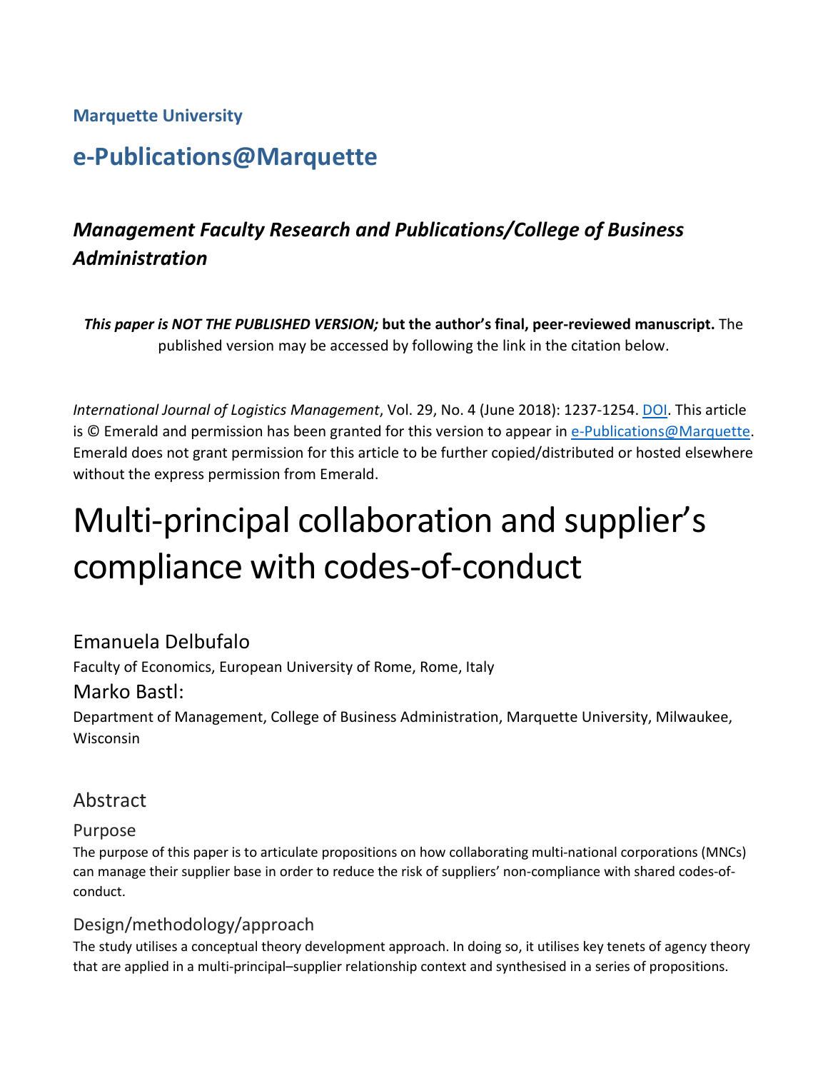**Marquette University**

## e-Publications@Marquette

### *Management Faculty Research and Publications/College of Business Administration*

***This paper is NOT THE PUBLISHED VERSION;* but the author's final, peer-reviewed manuscript.** The published version may be accessed by following the link in the citation below.

*International Journal of Logistics Management*, Vol. 29, No. 4 (June 2018): 1237-1254. DOI. This article is © Emerald and permission has been granted for this version to appear in e-Publications@Marquette. Emerald does not grant permission for this article to be further copied/distributed or hosted elsewhere without the express permission from Emerald.

# Multi-principal collaboration and supplier's compliance with codes-of-conduct

Emanuela Delbufalo

Faculty of Economics, European University of Rome, Rome, Italy

Marko Bastl:

Department of Management, College of Business Administration, Marquette University, Milwaukee, Wisconsin

## Abstract

### Purpose

The purpose of this paper is to articulate propositions on how collaborating multi-national corporations (MNCs) can manage their supplier base in order to reduce the risk of suppliers' non-compliance with shared codes-of-conduct.

### Design/methodology/approach

The study utilises a conceptual theory development approach. In doing so, it utilises key tenets of agency theory that are applied in a multi-principal–supplier relationship context and synthesised in a series of propositions.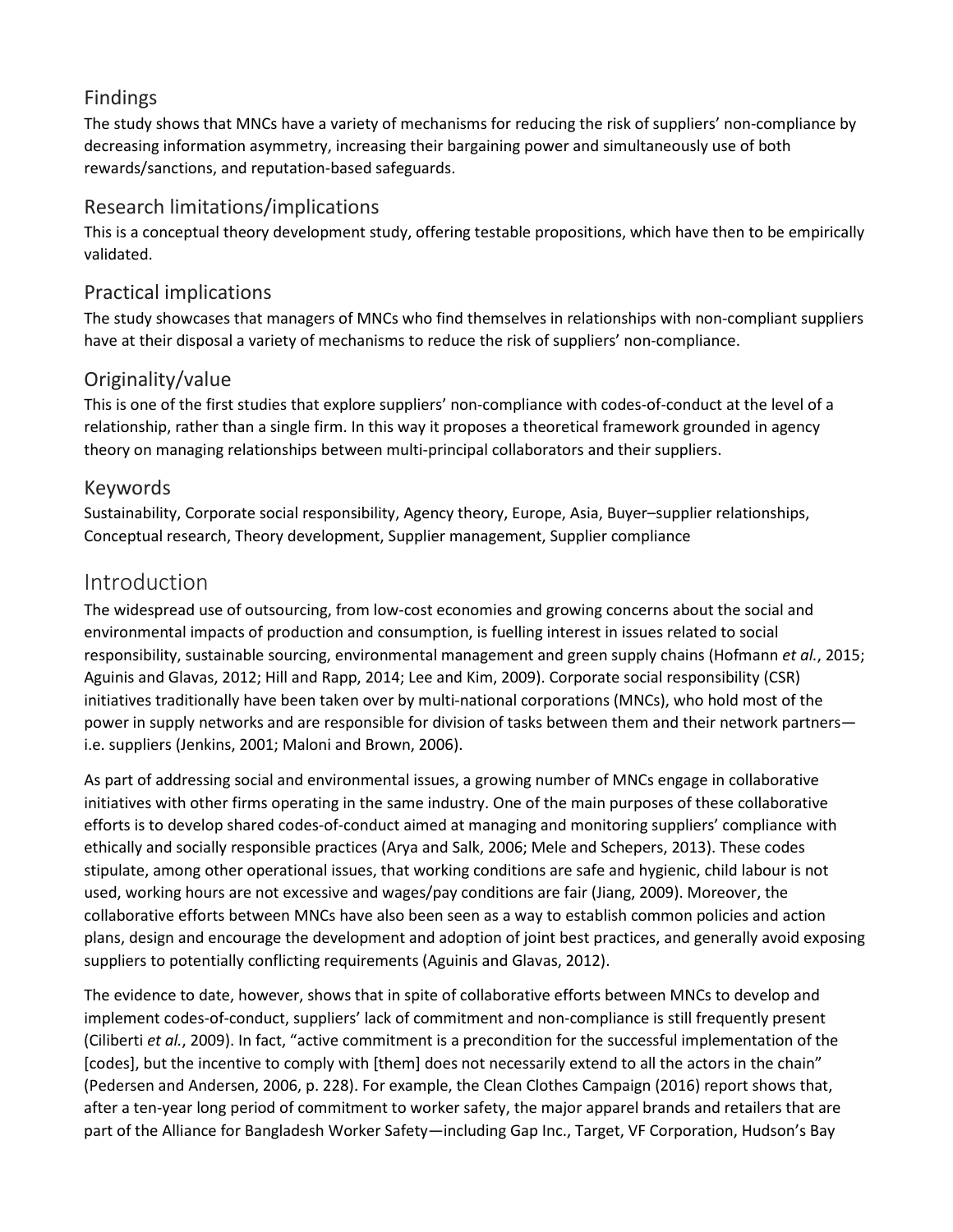## Findings

The study shows that MNCs have a variety of mechanisms for reducing the risk of suppliers' non-compliance by decreasing information asymmetry, increasing their bargaining power and simultaneously use of both rewards/sanctions, and reputation-based safeguards.

## Research limitations/implications

This is a conceptual theory development study, offering testable propositions, which have then to be empirically validated.

## Practical implications

The study showcases that managers of MNCs who find themselves in relationships with non-compliant suppliers have at their disposal a variety of mechanisms to reduce the risk of suppliers' non-compliance.

## Originality/value

This is one of the first studies that explore suppliers' non-compliance with codes-of-conduct at the level of a relationship, rather than a single firm. In this way it proposes a theoretical framework grounded in agency theory on managing relationships between multi-principal collaborators and their suppliers.

## Keywords

Sustainability, Corporate social responsibility, Agency theory, Europe, Asia, Buyer–supplier relationships, Conceptual research, Theory development, Supplier management, Supplier compliance

# Introduction

The widespread use of outsourcing, from low-cost economies and growing concerns about the social and environmental impacts of production and consumption, is fuelling interest in issues related to social responsibility, sustainable sourcing, environmental management and green supply chains (Hofmann *et al.*, 2015; Aguinis and Glavas, 2012; Hill and Rapp, 2014; Lee and Kim, 2009). Corporate social responsibility (CSR) initiatives traditionally have been taken over by multi-national corporations (MNCs), who hold most of the power in supply networks and are responsible for division of tasks between them and their network partners—i.e. suppliers (Jenkins, 2001; Maloni and Brown, 2006).

As part of addressing social and environmental issues, a growing number of MNCs engage in collaborative initiatives with other firms operating in the same industry. One of the main purposes of these collaborative efforts is to develop shared codes-of-conduct aimed at managing and monitoring suppliers' compliance with ethically and socially responsible practices (Arya and Salk, 2006; Mele and Schepers, 2013). These codes stipulate, among other operational issues, that working conditions are safe and hygienic, child labour is not used, working hours are not excessive and wages/pay conditions are fair (Jiang, 2009). Moreover, the collaborative efforts between MNCs have also been seen as a way to establish common policies and action plans, design and encourage the development and adoption of joint best practices, and generally avoid exposing suppliers to potentially conflicting requirements (Aguinis and Glavas, 2012).

The evidence to date, however, shows that in spite of collaborative efforts between MNCs to develop and implement codes-of-conduct, suppliers' lack of commitment and non-compliance is still frequently present (Ciliberti *et al.*, 2009). In fact, "active commitment is a precondition for the successful implementation of the [codes], but the incentive to comply with [them] does not necessarily extend to all the actors in the chain" (Pedersen and Andersen, 2006, p. 228). For example, the Clean Clothes Campaign (2016) report shows that, after a ten-year long period of commitment to worker safety, the major apparel brands and retailers that are part of the Alliance for Bangladesh Worker Safety—including Gap Inc., Target, VF Corporation, Hudson's Bay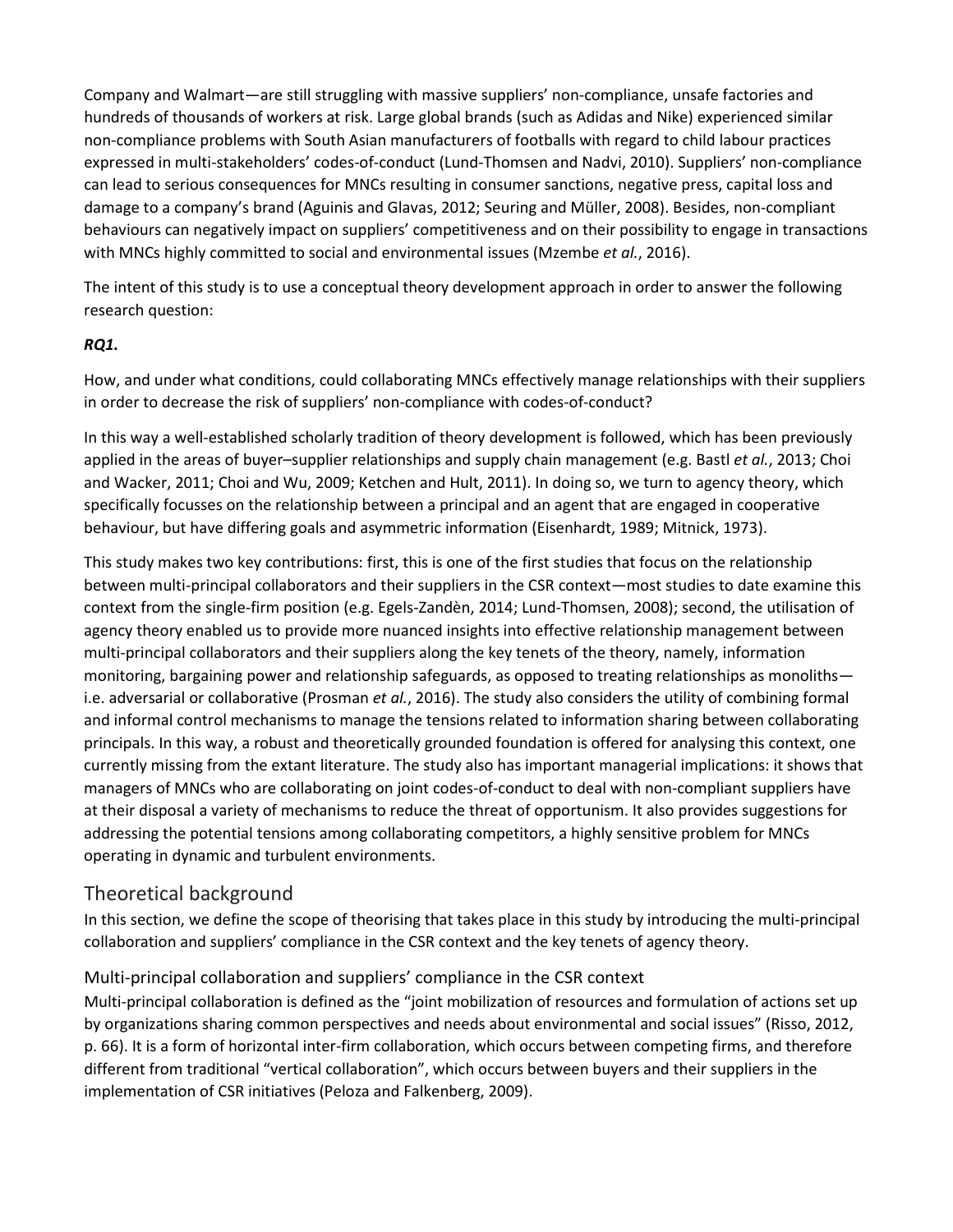Company and Walmart—are still struggling with massive suppliers' non-compliance, unsafe factories and hundreds of thousands of workers at risk. Large global brands (such as Adidas and Nike) experienced similar non-compliance problems with South Asian manufacturers of footballs with regard to child labour practices expressed in multi-stakeholders' codes-of-conduct (Lund-Thomsen and Nadvi, 2010). Suppliers' non-compliance can lead to serious consequences for MNCs resulting in consumer sanctions, negative press, capital loss and damage to a company's brand (Aguinis and Glavas, 2012; Seuring and Müller, 2008). Besides, non-compliant behaviours can negatively impact on suppliers' competitiveness and on their possibility to engage in transactions with MNCs highly committed to social and environmental issues (Mzembe *et al.*, 2016).

The intent of this study is to use a conceptual theory development approach in order to answer the following research question:

***RQ1.***

How, and under what conditions, could collaborating MNCs effectively manage relationships with their suppliers in order to decrease the risk of suppliers' non-compliance with codes-of-conduct?

In this way a well-established scholarly tradition of theory development is followed, which has been previously applied in the areas of buyer–supplier relationships and supply chain management (e.g. Bastl *et al.*, 2013; Choi and Wacker, 2011; Choi and Wu, 2009; Ketchen and Hult, 2011). In doing so, we turn to agency theory, which specifically focusses on the relationship between a principal and an agent that are engaged in cooperative behaviour, but have differing goals and asymmetric information (Eisenhardt, 1989; Mitnick, 1973).

This study makes two key contributions: first, this is one of the first studies that focus on the relationship between multi-principal collaborators and their suppliers in the CSR context—most studies to date examine this context from the single-firm position (e.g. Egels-Zandèn, 2014; Lund-Thomsen, 2008); second, the utilisation of agency theory enabled us to provide more nuanced insights into effective relationship management between multi-principal collaborators and their suppliers along the key tenets of the theory, namely, information monitoring, bargaining power and relationship safeguards, as opposed to treating relationships as monoliths—i.e. adversarial or collaborative (Prosman *et al.*, 2016). The study also considers the utility of combining formal and informal control mechanisms to manage the tensions related to information sharing between collaborating principals. In this way, a robust and theoretically grounded foundation is offered for analysing this context, one currently missing from the extant literature. The study also has important managerial implications: it shows that managers of MNCs who are collaborating on joint codes-of-conduct to deal with non-compliant suppliers have at their disposal a variety of mechanisms to reduce the threat of opportunism. It also provides suggestions for addressing the potential tensions among collaborating competitors, a highly sensitive problem for MNCs operating in dynamic and turbulent environments.

## Theoretical background

In this section, we define the scope of theorising that takes place in this study by introducing the multi-principal collaboration and suppliers' compliance in the CSR context and the key tenets of agency theory.

### Multi-principal collaboration and suppliers' compliance in the CSR context

Multi-principal collaboration is defined as the "joint mobilization of resources and formulation of actions set up by organizations sharing common perspectives and needs about environmental and social issues" (Risso, 2012, p. 66). It is a form of horizontal inter-firm collaboration, which occurs between competing firms, and therefore different from traditional "vertical collaboration", which occurs between buyers and their suppliers in the implementation of CSR initiatives (Peloza and Falkenberg, 2009).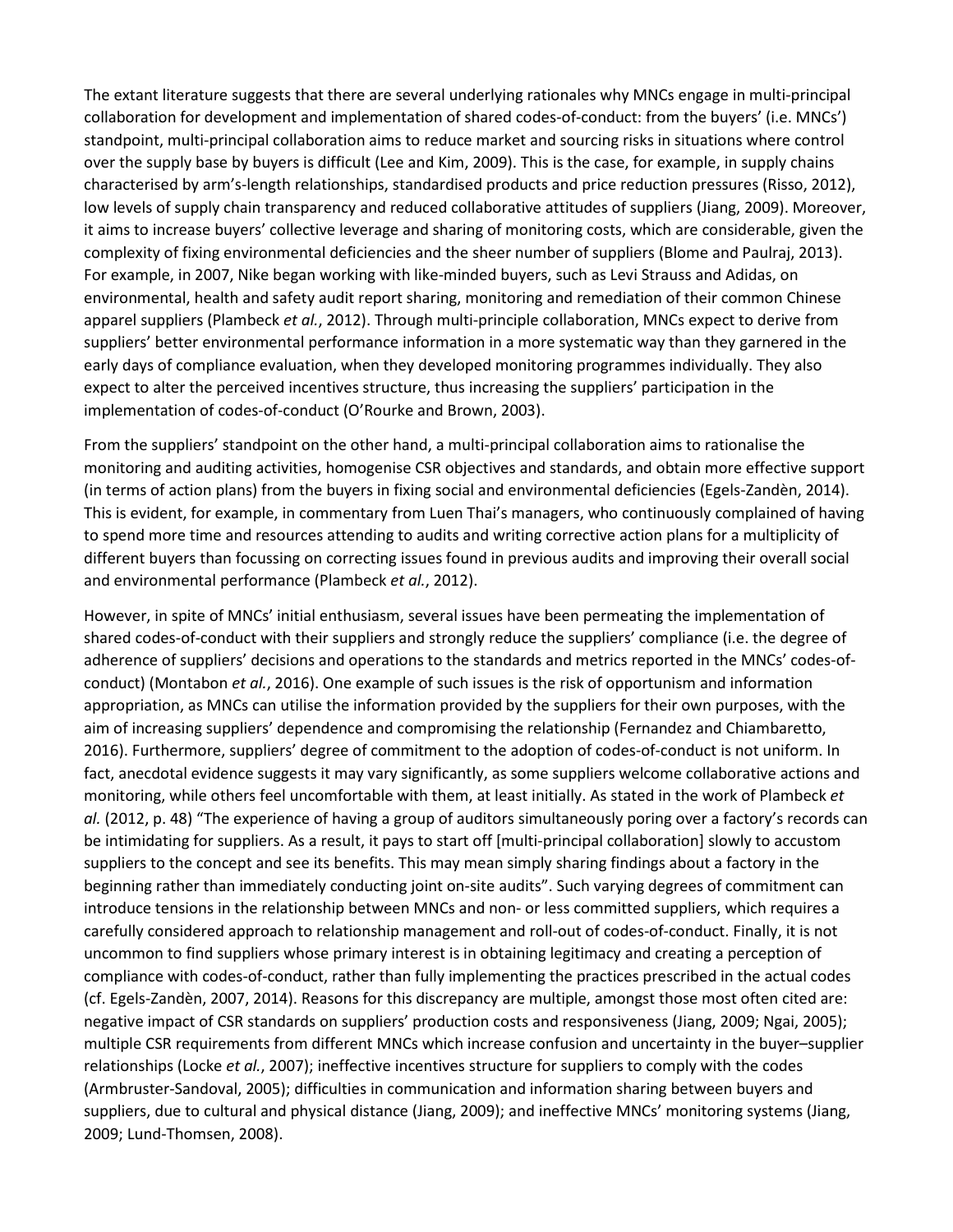The extant literature suggests that there are several underlying rationales why MNCs engage in multi-principal collaboration for development and implementation of shared codes-of-conduct: from the buyers' (i.e. MNCs') standpoint, multi-principal collaboration aims to reduce market and sourcing risks in situations where control over the supply base by buyers is difficult (Lee and Kim, 2009). This is the case, for example, in supply chains characterised by arm's-length relationships, standardised products and price reduction pressures (Risso, 2012), low levels of supply chain transparency and reduced collaborative attitudes of suppliers (Jiang, 2009). Moreover, it aims to increase buyers' collective leverage and sharing of monitoring costs, which are considerable, given the complexity of fixing environmental deficiencies and the sheer number of suppliers (Blome and Paulraj, 2013). For example, in 2007, Nike began working with like-minded buyers, such as Levi Strauss and Adidas, on environmental, health and safety audit report sharing, monitoring and remediation of their common Chinese apparel suppliers (Plambeck *et al.*, 2012). Through multi-principle collaboration, MNCs expect to derive from suppliers' better environmental performance information in a more systematic way than they garnered in the early days of compliance evaluation, when they developed monitoring programmes individually. They also expect to alter the perceived incentives structure, thus increasing the suppliers' participation in the implementation of codes-of-conduct (O'Rourke and Brown, 2003).

From the suppliers' standpoint on the other hand, a multi-principal collaboration aims to rationalise the monitoring and auditing activities, homogenise CSR objectives and standards, and obtain more effective support (in terms of action plans) from the buyers in fixing social and environmental deficiencies (Egels-Zandèn, 2014). This is evident, for example, in commentary from Luen Thai's managers, who continuously complained of having to spend more time and resources attending to audits and writing corrective action plans for a multiplicity of different buyers than focussing on correcting issues found in previous audits and improving their overall social and environmental performance (Plambeck *et al.*, 2012).

However, in spite of MNCs' initial enthusiasm, several issues have been permeating the implementation of shared codes-of-conduct with their suppliers and strongly reduce the suppliers' compliance (i.e. the degree of adherence of suppliers' decisions and operations to the standards and metrics reported in the MNCs' codes-of-conduct) (Montabon *et al.*, 2016). One example of such issues is the risk of opportunism and information appropriation, as MNCs can utilise the information provided by the suppliers for their own purposes, with the aim of increasing suppliers' dependence and compromising the relationship (Fernandez and Chiambaretto, 2016). Furthermore, suppliers' degree of commitment to the adoption of codes-of-conduct is not uniform. In fact, anecdotal evidence suggests it may vary significantly, as some suppliers welcome collaborative actions and monitoring, while others feel uncomfortable with them, at least initially. As stated in the work of Plambeck *et al.* (2012, p. 48) "The experience of having a group of auditors simultaneously poring over a factory's records can be intimidating for suppliers. As a result, it pays to start off [multi-principal collaboration] slowly to accustom suppliers to the concept and see its benefits. This may mean simply sharing findings about a factory in the beginning rather than immediately conducting joint on-site audits". Such varying degrees of commitment can introduce tensions in the relationship between MNCs and non- or less committed suppliers, which requires a carefully considered approach to relationship management and roll-out of codes-of-conduct. Finally, it is not uncommon to find suppliers whose primary interest is in obtaining legitimacy and creating a perception of compliance with codes-of-conduct, rather than fully implementing the practices prescribed in the actual codes (cf. Egels-Zandèn, 2007, 2014). Reasons for this discrepancy are multiple, amongst those most often cited are: negative impact of CSR standards on suppliers' production costs and responsiveness (Jiang, 2009; Ngai, 2005); multiple CSR requirements from different MNCs which increase confusion and uncertainty in the buyer–supplier relationships (Locke *et al.*, 2007); ineffective incentives structure for suppliers to comply with the codes (Armbruster-Sandoval, 2005); difficulties in communication and information sharing between buyers and suppliers, due to cultural and physical distance (Jiang, 2009); and ineffective MNCs' monitoring systems (Jiang, 2009; Lund-Thomsen, 2008).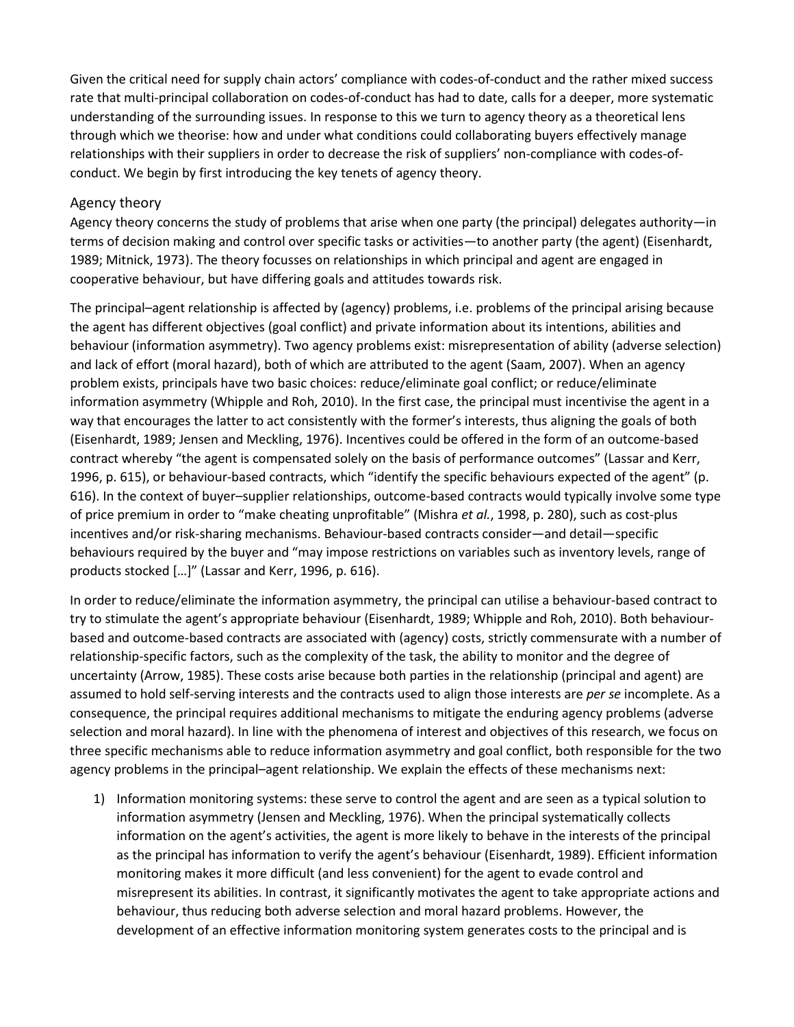Given the critical need for supply chain actors' compliance with codes-of-conduct and the rather mixed success rate that multi-principal collaboration on codes-of-conduct has had to date, calls for a deeper, more systematic understanding of the surrounding issues. In response to this we turn to agency theory as a theoretical lens through which we theorise: how and under what conditions could collaborating buyers effectively manage relationships with their suppliers in order to decrease the risk of suppliers' non-compliance with codes-of-conduct. We begin by first introducing the key tenets of agency theory.

## Agency theory

Agency theory concerns the study of problems that arise when one party (the principal) delegates authority—in terms of decision making and control over specific tasks or activities—to another party (the agent) (Eisenhardt, 1989; Mitnick, 1973). The theory focusses on relationships in which principal and agent are engaged in cooperative behaviour, but have differing goals and attitudes towards risk.

The principal–agent relationship is affected by (agency) problems, i.e. problems of the principal arising because the agent has different objectives (goal conflict) and private information about its intentions, abilities and behaviour (information asymmetry). Two agency problems exist: misrepresentation of ability (adverse selection) and lack of effort (moral hazard), both of which are attributed to the agent (Saam, 2007). When an agency problem exists, principals have two basic choices: reduce/eliminate goal conflict; or reduce/eliminate information asymmetry (Whipple and Roh, 2010). In the first case, the principal must incentivise the agent in a way that encourages the latter to act consistently with the former's interests, thus aligning the goals of both (Eisenhardt, 1989; Jensen and Meckling, 1976). Incentives could be offered in the form of an outcome-based contract whereby "the agent is compensated solely on the basis of performance outcomes" (Lassar and Kerr, 1996, p. 615), or behaviour-based contracts, which "identify the specific behaviours expected of the agent" (p. 616). In the context of buyer–supplier relationships, outcome-based contracts would typically involve some type of price premium in order to "make cheating unprofitable" (Mishra *et al.*, 1998, p. 280), such as cost-plus incentives and/or risk-sharing mechanisms. Behaviour-based contracts consider—and detail—specific behaviours required by the buyer and "may impose restrictions on variables such as inventory levels, range of products stocked [...]" (Lassar and Kerr, 1996, p. 616).

In order to reduce/eliminate the information asymmetry, the principal can utilise a behaviour-based contract to try to stimulate the agent's appropriate behaviour (Eisenhardt, 1989; Whipple and Roh, 2010). Both behaviour-based and outcome-based contracts are associated with (agency) costs, strictly commensurate with a number of relationship-specific factors, such as the complexity of the task, the ability to monitor and the degree of uncertainty (Arrow, 1985). These costs arise because both parties in the relationship (principal and agent) are assumed to hold self-serving interests and the contracts used to align those interests are *per se* incomplete. As a consequence, the principal requires additional mechanisms to mitigate the enduring agency problems (adverse selection and moral hazard). In line with the phenomena of interest and objectives of this research, we focus on three specific mechanisms able to reduce information asymmetry and goal conflict, both responsible for the two agency problems in the principal–agent relationship. We explain the effects of these mechanisms next:

1) Information monitoring systems: these serve to control the agent and are seen as a typical solution to information asymmetry (Jensen and Meckling, 1976). When the principal systematically collects information on the agent's activities, the agent is more likely to behave in the interests of the principal as the principal has information to verify the agent's behaviour (Eisenhardt, 1989). Efficient information monitoring makes it more difficult (and less convenient) for the agent to evade control and misrepresent its abilities. In contrast, it significantly motivates the agent to take appropriate actions and behaviour, thus reducing both adverse selection and moral hazard problems. However, the development of an effective information monitoring system generates costs to the principal and is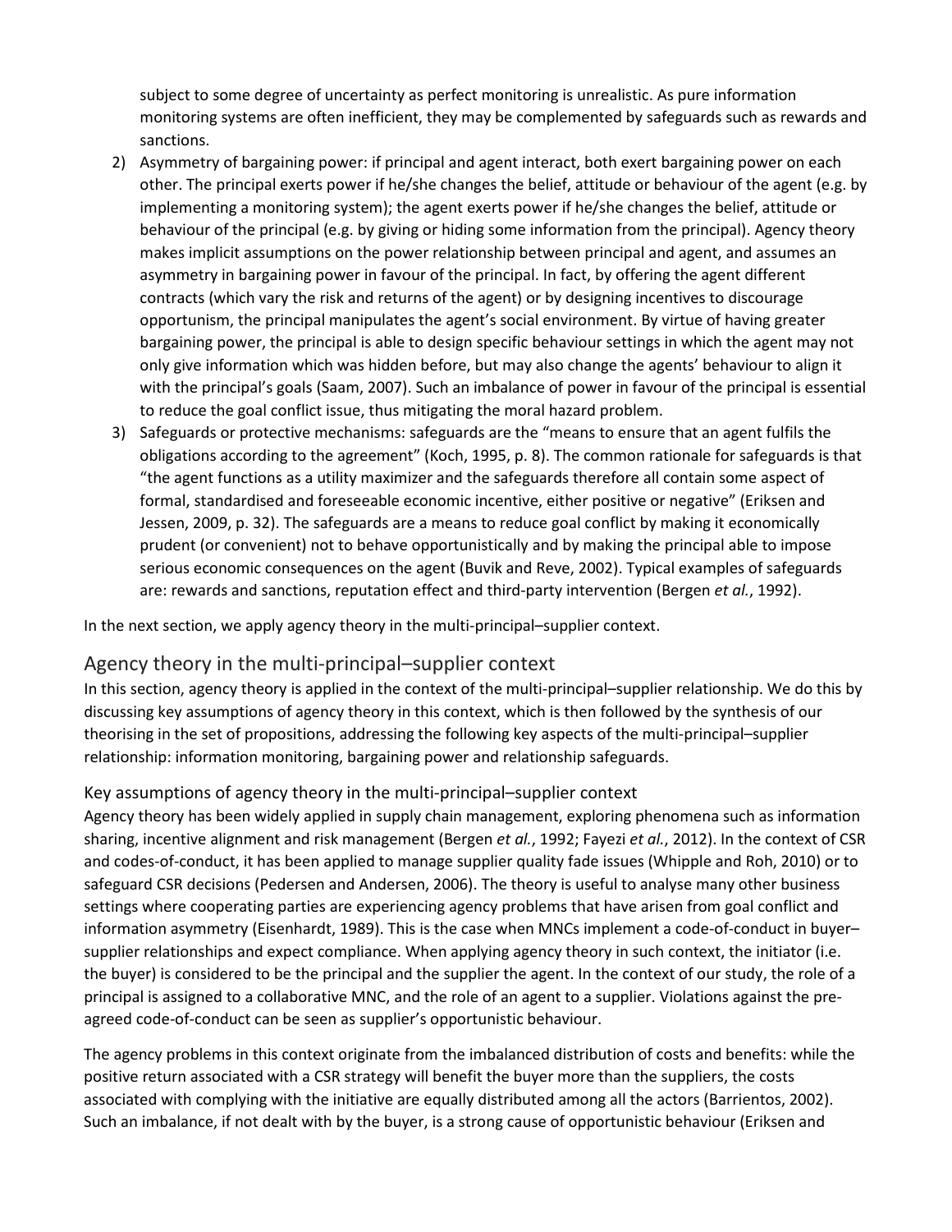subject to some degree of uncertainty as perfect monitoring is unrealistic. As pure information monitoring systems are often inefficient, they may be complemented by safeguards such as rewards and sanctions.

2) Asymmetry of bargaining power: if principal and agent interact, both exert bargaining power on each other. The principal exerts power if he/she changes the belief, attitude or behaviour of the agent (e.g. by implementing a monitoring system); the agent exerts power if he/she changes the belief, attitude or behaviour of the principal (e.g. by giving or hiding some information from the principal). Agency theory makes implicit assumptions on the power relationship between principal and agent, and assumes an asymmetry in bargaining power in favour of the principal. In fact, by offering the agent different contracts (which vary the risk and returns of the agent) or by designing incentives to discourage opportunism, the principal manipulates the agent's social environment. By virtue of having greater bargaining power, the principal is able to design specific behaviour settings in which the agent may not only give information which was hidden before, but may also change the agents' behaviour to align it with the principal's goals (Saam, 2007). Such an imbalance of power in favour of the principal is essential to reduce the goal conflict issue, thus mitigating the moral hazard problem.
3) Safeguards or protective mechanisms: safeguards are the "means to ensure that an agent fulfils the obligations according to the agreement" (Koch, 1995, p. 8). The common rationale for safeguards is that "the agent functions as a utility maximizer and the safeguards therefore all contain some aspect of formal, standardised and foreseeable economic incentive, either positive or negative" (Eriksen and Jessen, 2009, p. 32). The safeguards are a means to reduce goal conflict by making it economically prudent (or convenient) not to behave opportunistically and by making the principal able to impose serious economic consequences on the agent (Buvik and Reve, 2002). Typical examples of safeguards are: rewards and sanctions, reputation effect and third-party intervention (Bergen *et al.*, 1992).

In the next section, we apply agency theory in the multi-principal–supplier context.

## Agency theory in the multi-principal–supplier context

In this section, agency theory is applied in the context of the multi-principal–supplier relationship. We do this by discussing key assumptions of agency theory in this context, which is then followed by the synthesis of our theorising in the set of propositions, addressing the following key aspects of the multi-principal–supplier relationship: information monitoring, bargaining power and relationship safeguards.

### Key assumptions of agency theory in the multi-principal–supplier context

Agency theory has been widely applied in supply chain management, exploring phenomena such as information sharing, incentive alignment and risk management (Bergen *et al.*, 1992; Fayezi *et al.*, 2012). In the context of CSR and codes-of-conduct, it has been applied to manage supplier quality fade issues (Whipple and Roh, 2010) or to safeguard CSR decisions (Pedersen and Andersen, 2006). The theory is useful to analyse many other business settings where cooperating parties are experiencing agency problems that have arisen from goal conflict and information asymmetry (Eisenhardt, 1989). This is the case when MNCs implement a code-of-conduct in buyer–supplier relationships and expect compliance. When applying agency theory in such context, the initiator (i.e. the buyer) is considered to be the principal and the supplier the agent. In the context of our study, the role of a principal is assigned to a collaborative MNC, and the role of an agent to a supplier. Violations against the pre-agreed code-of-conduct can be seen as supplier's opportunistic behaviour.

The agency problems in this context originate from the imbalanced distribution of costs and benefits: while the positive return associated with a CSR strategy will benefit the buyer more than the suppliers, the costs associated with complying with the initiative are equally distributed among all the actors (Barrientos, 2002). Such an imbalance, if not dealt with by the buyer, is a strong cause of opportunistic behaviour (Eriksen and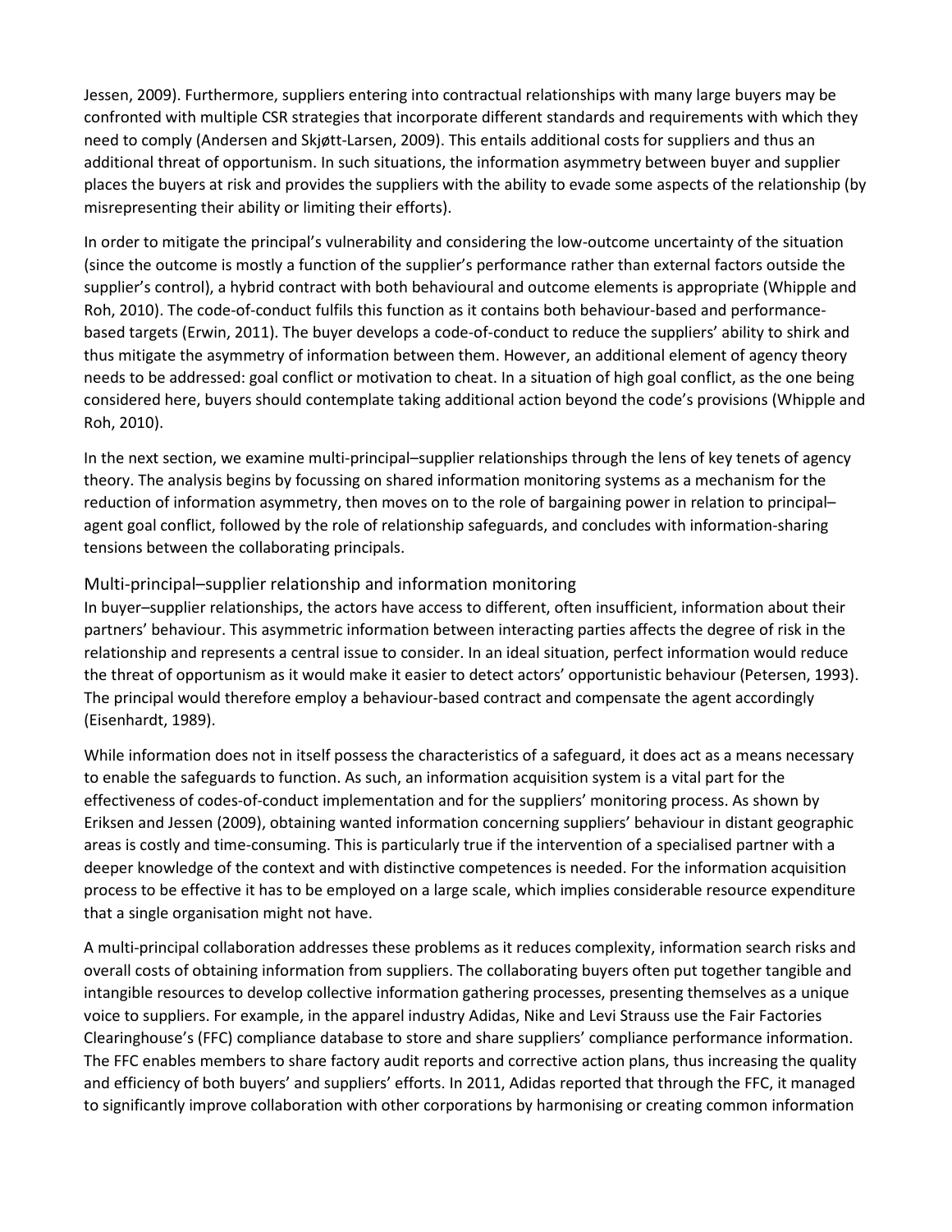Jessen, 2009). Furthermore, suppliers entering into contractual relationships with many large buyers may be confronted with multiple CSR strategies that incorporate different standards and requirements with which they need to comply (Andersen and Skjøtt-Larsen, 2009). This entails additional costs for suppliers and thus an additional threat of opportunism. In such situations, the information asymmetry between buyer and supplier places the buyers at risk and provides the suppliers with the ability to evade some aspects of the relationship (by misrepresenting their ability or limiting their efforts).

In order to mitigate the principal's vulnerability and considering the low-outcome uncertainty of the situation (since the outcome is mostly a function of the supplier's performance rather than external factors outside the supplier's control), a hybrid contract with both behavioural and outcome elements is appropriate (Whipple and Roh, 2010). The code-of-conduct fulfils this function as it contains both behaviour-based and performance-based targets (Erwin, 2011). The buyer develops a code-of-conduct to reduce the suppliers' ability to shirk and thus mitigate the asymmetry of information between them. However, an additional element of agency theory needs to be addressed: goal conflict or motivation to cheat. In a situation of high goal conflict, as the one being considered here, buyers should contemplate taking additional action beyond the code's provisions (Whipple and Roh, 2010).

In the next section, we examine multi-principal–supplier relationships through the lens of key tenets of agency theory. The analysis begins by focussing on shared information monitoring systems as a mechanism for the reduction of information asymmetry, then moves on to the role of bargaining power in relation to principal–agent goal conflict, followed by the role of relationship safeguards, and concludes with information-sharing tensions between the collaborating principals.

## Multi-principal–supplier relationship and information monitoring

In buyer–supplier relationships, the actors have access to different, often insufficient, information about their partners' behaviour. This asymmetric information between interacting parties affects the degree of risk in the relationship and represents a central issue to consider. In an ideal situation, perfect information would reduce the threat of opportunism as it would make it easier to detect actors' opportunistic behaviour (Petersen, 1993). The principal would therefore employ a behaviour-based contract and compensate the agent accordingly (Eisenhardt, 1989).

While information does not in itself possess the characteristics of a safeguard, it does act as a means necessary to enable the safeguards to function. As such, an information acquisition system is a vital part for the effectiveness of codes-of-conduct implementation and for the suppliers' monitoring process. As shown by Eriksen and Jessen (2009), obtaining wanted information concerning suppliers' behaviour in distant geographic areas is costly and time-consuming. This is particularly true if the intervention of a specialised partner with a deeper knowledge of the context and with distinctive competences is needed. For the information acquisition process to be effective it has to be employed on a large scale, which implies considerable resource expenditure that a single organisation might not have.

A multi-principal collaboration addresses these problems as it reduces complexity, information search risks and overall costs of obtaining information from suppliers. The collaborating buyers often put together tangible and intangible resources to develop collective information gathering processes, presenting themselves as a unique voice to suppliers. For example, in the apparel industry Adidas, Nike and Levi Strauss use the Fair Factories Clearinghouse's (FFC) compliance database to store and share suppliers' compliance performance information. The FFC enables members to share factory audit reports and corrective action plans, thus increasing the quality and efficiency of both buyers' and suppliers' efforts. In 2011, Adidas reported that through the FFC, it managed to significantly improve collaboration with other corporations by harmonising or creating common information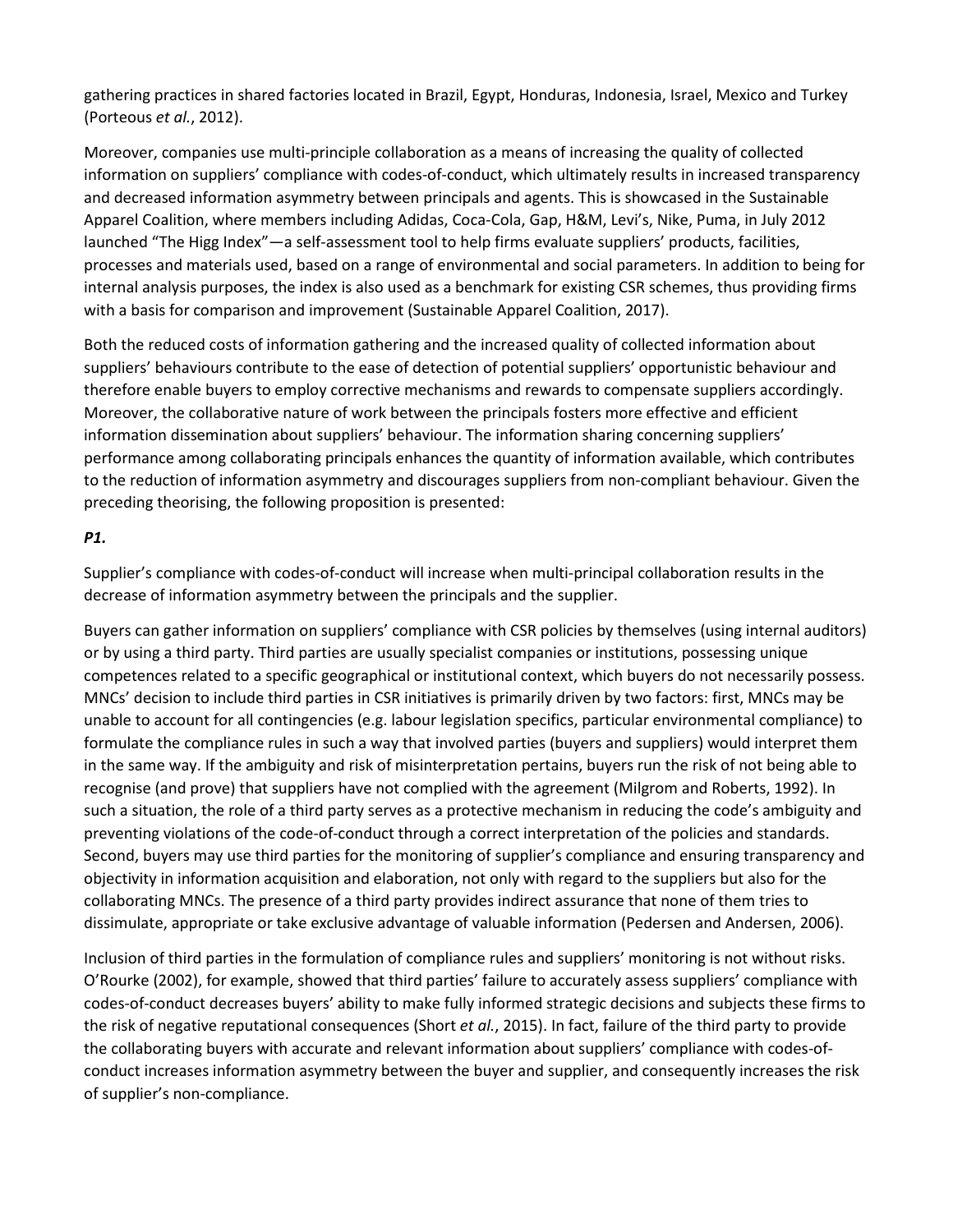gathering practices in shared factories located in Brazil, Egypt, Honduras, Indonesia, Israel, Mexico and Turkey (Porteous *et al.*, 2012).

Moreover, companies use multi-principle collaboration as a means of increasing the quality of collected information on suppliers' compliance with codes-of-conduct, which ultimately results in increased transparency and decreased information asymmetry between principals and agents. This is showcased in the Sustainable Apparel Coalition, where members including Adidas, Coca-Cola, Gap, H&M, Levi's, Nike, Puma, in July 2012 launched "The Higg Index"—a self-assessment tool to help firms evaluate suppliers' products, facilities, processes and materials used, based on a range of environmental and social parameters. In addition to being for internal analysis purposes, the index is also used as a benchmark for existing CSR schemes, thus providing firms with a basis for comparison and improvement (Sustainable Apparel Coalition, 2017).

Both the reduced costs of information gathering and the increased quality of collected information about suppliers' behaviours contribute to the ease of detection of potential suppliers' opportunistic behaviour and therefore enable buyers to employ corrective mechanisms and rewards to compensate suppliers accordingly. Moreover, the collaborative nature of work between the principals fosters more effective and efficient information dissemination about suppliers' behaviour. The information sharing concerning suppliers' performance among collaborating principals enhances the quantity of information available, which contributes to the reduction of information asymmetry and discourages suppliers from non-compliant behaviour. Given the preceding theorising, the following proposition is presented:

***P1.***

Supplier's compliance with codes-of-conduct will increase when multi-principal collaboration results in the decrease of information asymmetry between the principals and the supplier.

Buyers can gather information on suppliers' compliance with CSR policies by themselves (using internal auditors) or by using a third party. Third parties are usually specialist companies or institutions, possessing unique competences related to a specific geographical or institutional context, which buyers do not necessarily possess. MNCs' decision to include third parties in CSR initiatives is primarily driven by two factors: first, MNCs may be unable to account for all contingencies (e.g. labour legislation specifics, particular environmental compliance) to formulate the compliance rules in such a way that involved parties (buyers and suppliers) would interpret them in the same way. If the ambiguity and risk of misinterpretation pertains, buyers run the risk of not being able to recognise (and prove) that suppliers have not complied with the agreement (Milgrom and Roberts, 1992). In such a situation, the role of a third party serves as a protective mechanism in reducing the code's ambiguity and preventing violations of the code-of-conduct through a correct interpretation of the policies and standards. Second, buyers may use third parties for the monitoring of supplier's compliance and ensuring transparency and objectivity in information acquisition and elaboration, not only with regard to the suppliers but also for the collaborating MNCs. The presence of a third party provides indirect assurance that none of them tries to dissimulate, appropriate or take exclusive advantage of valuable information (Pedersen and Andersen, 2006).

Inclusion of third parties in the formulation of compliance rules and suppliers' monitoring is not without risks. O'Rourke (2002), for example, showed that third parties' failure to accurately assess suppliers' compliance with codes-of-conduct decreases buyers' ability to make fully informed strategic decisions and subjects these firms to the risk of negative reputational consequences (Short *et al.*, 2015). In fact, failure of the third party to provide the collaborating buyers with accurate and relevant information about suppliers' compliance with codes-of-conduct increases information asymmetry between the buyer and supplier, and consequently increases the risk of supplier's non-compliance.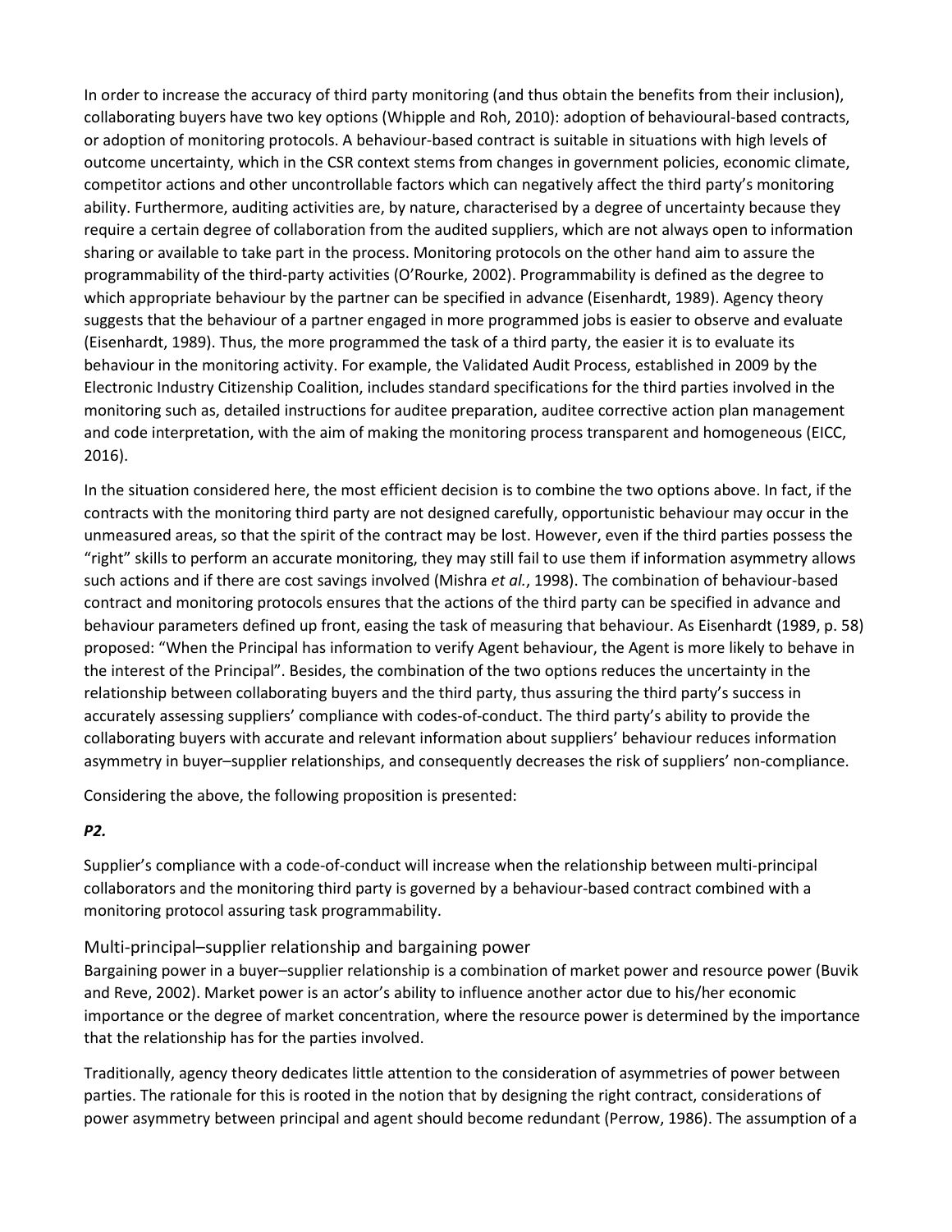In order to increase the accuracy of third party monitoring (and thus obtain the benefits from their inclusion), collaborating buyers have two key options (Whipple and Roh, 2010): adoption of behavioural-based contracts, or adoption of monitoring protocols. A behaviour-based contract is suitable in situations with high levels of outcome uncertainty, which in the CSR context stems from changes in government policies, economic climate, competitor actions and other uncontrollable factors which can negatively affect the third party's monitoring ability. Furthermore, auditing activities are, by nature, characterised by a degree of uncertainty because they require a certain degree of collaboration from the audited suppliers, which are not always open to information sharing or available to take part in the process. Monitoring protocols on the other hand aim to assure the programmability of the third-party activities (O'Rourke, 2002). Programmability is defined as the degree to which appropriate behaviour by the partner can be specified in advance (Eisenhardt, 1989). Agency theory suggests that the behaviour of a partner engaged in more programmed jobs is easier to observe and evaluate (Eisenhardt, 1989). Thus, the more programmed the task of a third party, the easier it is to evaluate its behaviour in the monitoring activity. For example, the Validated Audit Process, established in 2009 by the Electronic Industry Citizenship Coalition, includes standard specifications for the third parties involved in the monitoring such as, detailed instructions for auditee preparation, auditee corrective action plan management and code interpretation, with the aim of making the monitoring process transparent and homogeneous (EICC, 2016).

In the situation considered here, the most efficient decision is to combine the two options above. In fact, if the contracts with the monitoring third party are not designed carefully, opportunistic behaviour may occur in the unmeasured areas, so that the spirit of the contract may be lost. However, even if the third parties possess the "right" skills to perform an accurate monitoring, they may still fail to use them if information asymmetry allows such actions and if there are cost savings involved (Mishra *et al.*, 1998). The combination of behaviour-based contract and monitoring protocols ensures that the actions of the third party can be specified in advance and behaviour parameters defined up front, easing the task of measuring that behaviour. As Eisenhardt (1989, p. 58) proposed: "When the Principal has information to verify Agent behaviour, the Agent is more likely to behave in the interest of the Principal". Besides, the combination of the two options reduces the uncertainty in the relationship between collaborating buyers and the third party, thus assuring the third party's success in accurately assessing suppliers' compliance with codes-of-conduct. The third party's ability to provide the collaborating buyers with accurate and relevant information about suppliers' behaviour reduces information asymmetry in buyer–supplier relationships, and consequently decreases the risk of suppliers' non-compliance.

Considering the above, the following proposition is presented:

***P2.***

Supplier's compliance with a code-of-conduct will increase when the relationship between multi-principal collaborators and the monitoring third party is governed by a behaviour-based contract combined with a monitoring protocol assuring task programmability.

### Multi-principal–supplier relationship and bargaining power

Bargaining power in a buyer–supplier relationship is a combination of market power and resource power (Buvik and Reve, 2002). Market power is an actor's ability to influence another actor due to his/her economic importance or the degree of market concentration, where the resource power is determined by the importance that the relationship has for the parties involved.

Traditionally, agency theory dedicates little attention to the consideration of asymmetries of power between parties. The rationale for this is rooted in the notion that by designing the right contract, considerations of power asymmetry between principal and agent should become redundant (Perrow, 1986). The assumption of a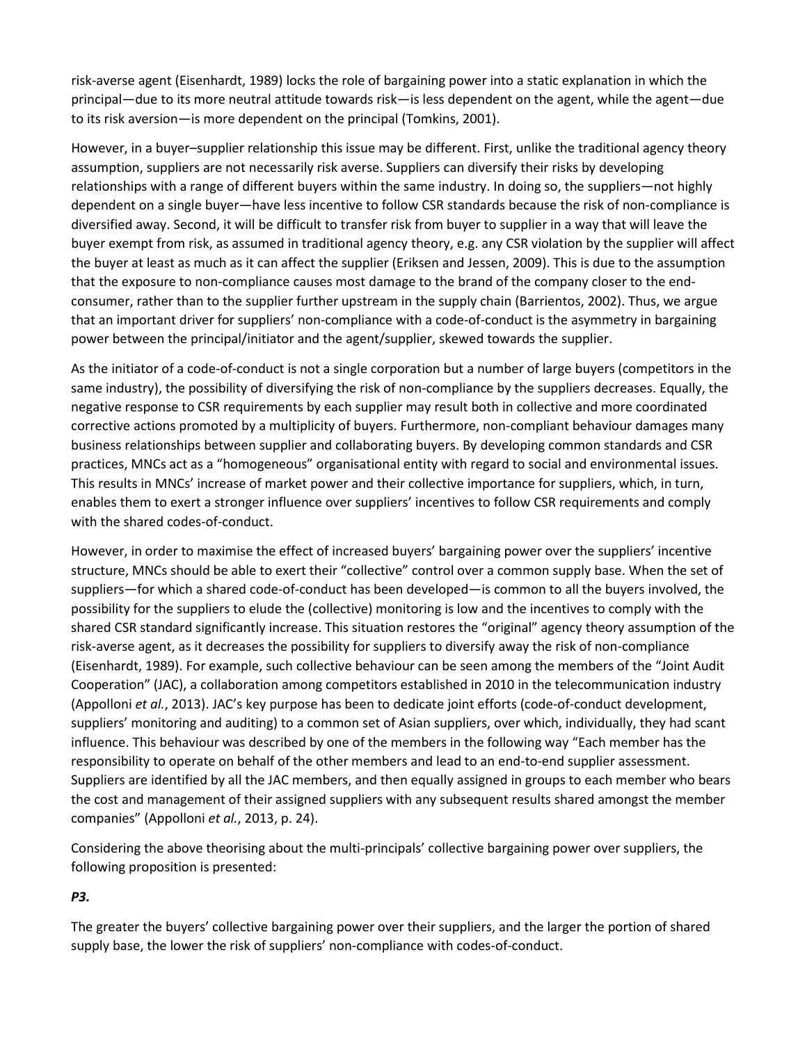risk-averse agent (Eisenhardt, 1989) locks the role of bargaining power into a static explanation in which the principal—due to its more neutral attitude towards risk—is less dependent on the agent, while the agent—due to its risk aversion—is more dependent on the principal (Tomkins, 2001).

However, in a buyer–supplier relationship this issue may be different. First, unlike the traditional agency theory assumption, suppliers are not necessarily risk averse. Suppliers can diversify their risks by developing relationships with a range of different buyers within the same industry. In doing so, the suppliers—not highly dependent on a single buyer—have less incentive to follow CSR standards because the risk of non-compliance is diversified away. Second, it will be difficult to transfer risk from buyer to supplier in a way that will leave the buyer exempt from risk, as assumed in traditional agency theory, e.g. any CSR violation by the supplier will affect the buyer at least as much as it can affect the supplier (Eriksen and Jessen, 2009). This is due to the assumption that the exposure to non-compliance causes most damage to the brand of the company closer to the end-consumer, rather than to the supplier further upstream in the supply chain (Barrientos, 2002). Thus, we argue that an important driver for suppliers' non-compliance with a code-of-conduct is the asymmetry in bargaining power between the principal/initiator and the agent/supplier, skewed towards the supplier.

As the initiator of a code-of-conduct is not a single corporation but a number of large buyers (competitors in the same industry), the possibility of diversifying the risk of non-compliance by the suppliers decreases. Equally, the negative response to CSR requirements by each supplier may result both in collective and more coordinated corrective actions promoted by a multiplicity of buyers. Furthermore, non-compliant behaviour damages many business relationships between supplier and collaborating buyers. By developing common standards and CSR practices, MNCs act as a "homogeneous" organisational entity with regard to social and environmental issues. This results in MNCs' increase of market power and their collective importance for suppliers, which, in turn, enables them to exert a stronger influence over suppliers' incentives to follow CSR requirements and comply with the shared codes-of-conduct.

However, in order to maximise the effect of increased buyers' bargaining power over the suppliers' incentive structure, MNCs should be able to exert their "collective" control over a common supply base. When the set of suppliers—for which a shared code-of-conduct has been developed—is common to all the buyers involved, the possibility for the suppliers to elude the (collective) monitoring is low and the incentives to comply with the shared CSR standard significantly increase. This situation restores the "original" agency theory assumption of the risk-averse agent, as it decreases the possibility for suppliers to diversify away the risk of non-compliance (Eisenhardt, 1989). For example, such collective behaviour can be seen among the members of the "Joint Audit Cooperation" (JAC), a collaboration among competitors established in 2010 in the telecommunication industry (Appolloni *et al.*, 2013). JAC's key purpose has been to dedicate joint efforts (code-of-conduct development, suppliers' monitoring and auditing) to a common set of Asian suppliers, over which, individually, they had scant influence. This behaviour was described by one of the members in the following way "Each member has the responsibility to operate on behalf of the other members and lead to an end-to-end supplier assessment. Suppliers are identified by all the JAC members, and then equally assigned in groups to each member who bears the cost and management of their assigned suppliers with any subsequent results shared amongst the member companies" (Appolloni *et al.*, 2013, p. 24).

Considering the above theorising about the multi-principals' collective bargaining power over suppliers, the following proposition is presented:

***P3.***

The greater the buyers' collective bargaining power over their suppliers, and the larger the portion of shared supply base, the lower the risk of suppliers' non-compliance with codes-of-conduct.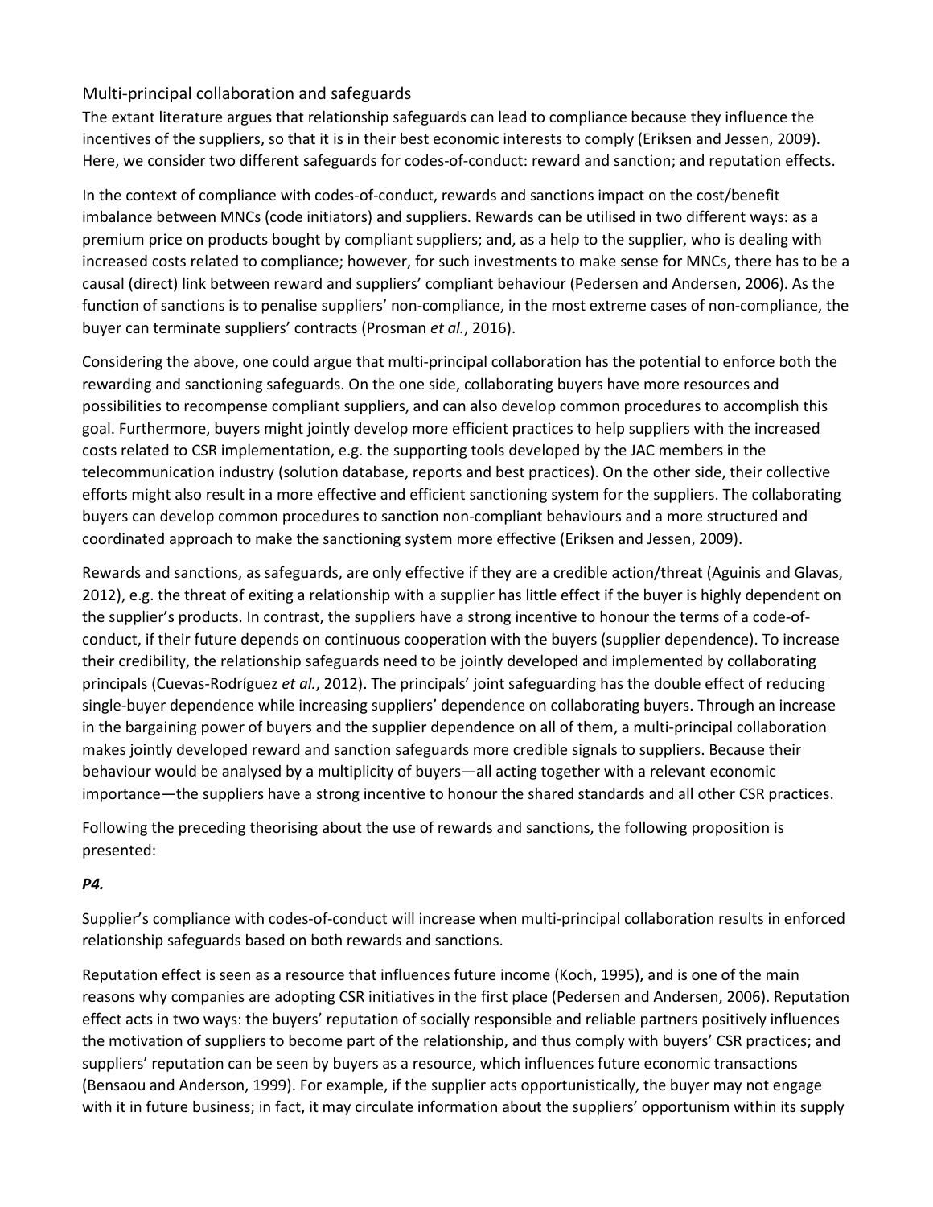## Multi-principal collaboration and safeguards

The extant literature argues that relationship safeguards can lead to compliance because they influence the incentives of the suppliers, so that it is in their best economic interests to comply (Eriksen and Jessen, 2009). Here, we consider two different safeguards for codes-of-conduct: reward and sanction; and reputation effects.

In the context of compliance with codes-of-conduct, rewards and sanctions impact on the cost/benefit imbalance between MNCs (code initiators) and suppliers. Rewards can be utilised in two different ways: as a premium price on products bought by compliant suppliers; and, as a help to the supplier, who is dealing with increased costs related to compliance; however, for such investments to make sense for MNCs, there has to be a causal (direct) link between reward and suppliers' compliant behaviour (Pedersen and Andersen, 2006). As the function of sanctions is to penalise suppliers' non-compliance, in the most extreme cases of non-compliance, the buyer can terminate suppliers' contracts (Prosman *et al.*, 2016).

Considering the above, one could argue that multi-principal collaboration has the potential to enforce both the rewarding and sanctioning safeguards. On the one side, collaborating buyers have more resources and possibilities to recompense compliant suppliers, and can also develop common procedures to accomplish this goal. Furthermore, buyers might jointly develop more efficient practices to help suppliers with the increased costs related to CSR implementation, e.g. the supporting tools developed by the JAC members in the telecommunication industry (solution database, reports and best practices). On the other side, their collective efforts might also result in a more effective and efficient sanctioning system for the suppliers. The collaborating buyers can develop common procedures to sanction non-compliant behaviours and a more structured and coordinated approach to make the sanctioning system more effective (Eriksen and Jessen, 2009).

Rewards and sanctions, as safeguards, are only effective if they are a credible action/threat (Aguinis and Glavas, 2012), e.g. the threat of exiting a relationship with a supplier has little effect if the buyer is highly dependent on the supplier's products. In contrast, the suppliers have a strong incentive to honour the terms of a code-of-conduct, if their future depends on continuous cooperation with the buyers (supplier dependence). To increase their credibility, the relationship safeguards need to be jointly developed and implemented by collaborating principals (Cuevas-Rodríguez *et al.*, 2012). The principals' joint safeguarding has the double effect of reducing single-buyer dependence while increasing suppliers' dependence on collaborating buyers. Through an increase in the bargaining power of buyers and the supplier dependence on all of them, a multi-principal collaboration makes jointly developed reward and sanction safeguards more credible signals to suppliers. Because their behaviour would be analysed by a multiplicity of buyers—all acting together with a relevant economic importance—the suppliers have a strong incentive to honour the shared standards and all other CSR practices.

Following the preceding theorising about the use of rewards and sanctions, the following proposition is presented:

***P4.***

Supplier's compliance with codes-of-conduct will increase when multi-principal collaboration results in enforced relationship safeguards based on both rewards and sanctions.

Reputation effect is seen as a resource that influences future income (Koch, 1995), and is one of the main reasons why companies are adopting CSR initiatives in the first place (Pedersen and Andersen, 2006). Reputation effect acts in two ways: the buyers' reputation of socially responsible and reliable partners positively influences the motivation of suppliers to become part of the relationship, and thus comply with buyers' CSR practices; and suppliers' reputation can be seen by buyers as a resource, which influences future economic transactions (Bensaou and Anderson, 1999). For example, if the supplier acts opportunistically, the buyer may not engage with it in future business; in fact, it may circulate information about the suppliers' opportunism within its supply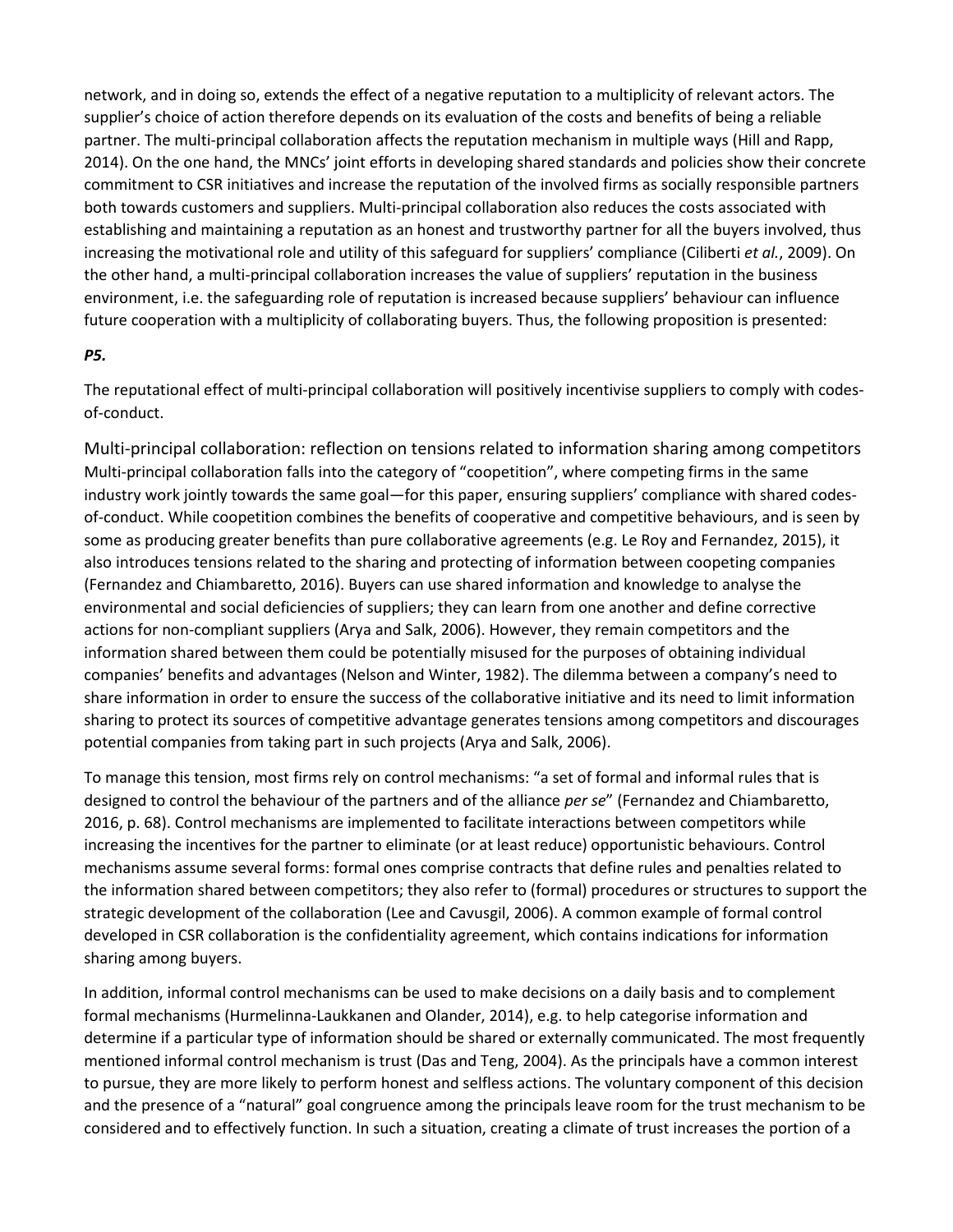network, and in doing so, extends the effect of a negative reputation to a multiplicity of relevant actors. The supplier's choice of action therefore depends on its evaluation of the costs and benefits of being a reliable partner. The multi-principal collaboration affects the reputation mechanism in multiple ways (Hill and Rapp, 2014). On the one hand, the MNCs' joint efforts in developing shared standards and policies show their concrete commitment to CSR initiatives and increase the reputation of the involved firms as socially responsible partners both towards customers and suppliers. Multi-principal collaboration also reduces the costs associated with establishing and maintaining a reputation as an honest and trustworthy partner for all the buyers involved, thus increasing the motivational role and utility of this safeguard for suppliers' compliance (Ciliberti *et al.*, 2009). On the other hand, a multi-principal collaboration increases the value of suppliers' reputation in the business environment, i.e. the safeguarding role of reputation is increased because suppliers' behaviour can influence future cooperation with a multiplicity of collaborating buyers. Thus, the following proposition is presented:

***P5.***

The reputational effect of multi-principal collaboration will positively incentivise suppliers to comply with codes-of-conduct.

## Multi-principal collaboration: reflection on tensions related to information sharing among competitors

Multi-principal collaboration falls into the category of "coopetition", where competing firms in the same industry work jointly towards the same goal—for this paper, ensuring suppliers' compliance with shared codes-of-conduct. While coopetition combines the benefits of cooperative and competitive behaviours, and is seen by some as producing greater benefits than pure collaborative agreements (e.g. Le Roy and Fernandez, 2015), it also introduces tensions related to the sharing and protecting of information between coopeting companies (Fernandez and Chiambaretto, 2016). Buyers can use shared information and knowledge to analyse the environmental and social deficiencies of suppliers; they can learn from one another and define corrective actions for non-compliant suppliers (Arya and Salk, 2006). However, they remain competitors and the information shared between them could be potentially misused for the purposes of obtaining individual companies' benefits and advantages (Nelson and Winter, 1982). The dilemma between a company's need to share information in order to ensure the success of the collaborative initiative and its need to limit information sharing to protect its sources of competitive advantage generates tensions among competitors and discourages potential companies from taking part in such projects (Arya and Salk, 2006).

To manage this tension, most firms rely on control mechanisms: "a set of formal and informal rules that is designed to control the behaviour of the partners and of the alliance *per se*" (Fernandez and Chiambaretto, 2016, p. 68). Control mechanisms are implemented to facilitate interactions between competitors while increasing the incentives for the partner to eliminate (or at least reduce) opportunistic behaviours. Control mechanisms assume several forms: formal ones comprise contracts that define rules and penalties related to the information shared between competitors; they also refer to (formal) procedures or structures to support the strategic development of the collaboration (Lee and Cavusgil, 2006). A common example of formal control developed in CSR collaboration is the confidentiality agreement, which contains indications for information sharing among buyers.

In addition, informal control mechanisms can be used to make decisions on a daily basis and to complement formal mechanisms (Hurmelinna-Laukkanen and Olander, 2014), e.g. to help categorise information and determine if a particular type of information should be shared or externally communicated. The most frequently mentioned informal control mechanism is trust (Das and Teng, 2004). As the principals have a common interest to pursue, they are more likely to perform honest and selfless actions. The voluntary component of this decision and the presence of a "natural" goal congruence among the principals leave room for the trust mechanism to be considered and to effectively function. In such a situation, creating a climate of trust increases the portion of a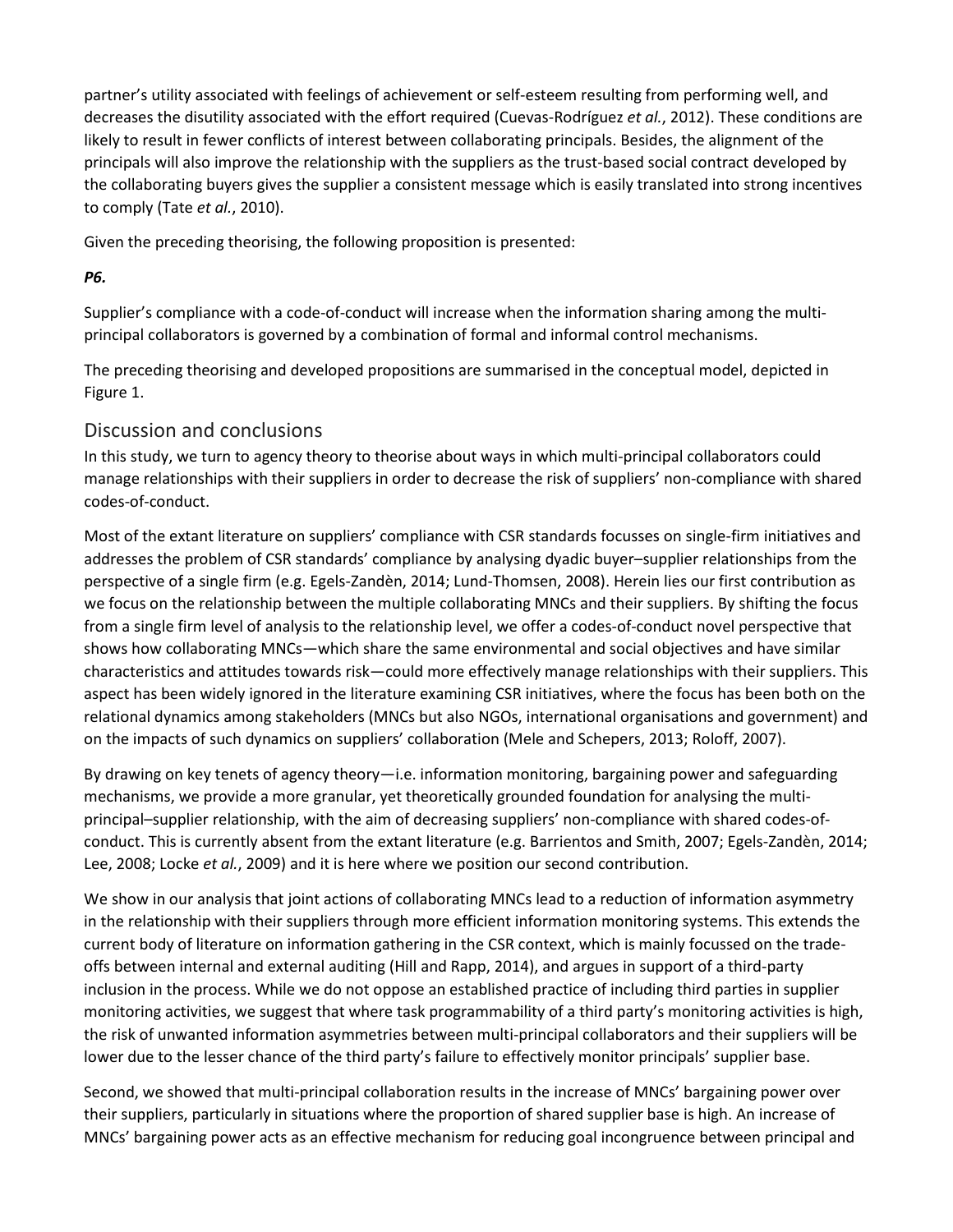partner's utility associated with feelings of achievement or self-esteem resulting from performing well, and decreases the disutility associated with the effort required (Cuevas-Rodríguez *et al.*, 2012). These conditions are likely to result in fewer conflicts of interest between collaborating principals. Besides, the alignment of the principals will also improve the relationship with the suppliers as the trust-based social contract developed by the collaborating buyers gives the supplier a consistent message which is easily translated into strong incentives to comply (Tate *et al.*, 2010).

Given the preceding theorising, the following proposition is presented:

***P6.***

Supplier's compliance with a code-of-conduct will increase when the information sharing among the multi-principal collaborators is governed by a combination of formal and informal control mechanisms.

The preceding theorising and developed propositions are summarised in the conceptual model, depicted in Figure 1.

## Discussion and conclusions

In this study, we turn to agency theory to theorise about ways in which multi-principal collaborators could manage relationships with their suppliers in order to decrease the risk of suppliers' non-compliance with shared codes-of-conduct.

Most of the extant literature on suppliers' compliance with CSR standards focusses on single-firm initiatives and addresses the problem of CSR standards' compliance by analysing dyadic buyer–supplier relationships from the perspective of a single firm (e.g. Egels-Zandèn, 2014; Lund-Thomsen, 2008). Herein lies our first contribution as we focus on the relationship between the multiple collaborating MNCs and their suppliers. By shifting the focus from a single firm level of analysis to the relationship level, we offer a codes-of-conduct novel perspective that shows how collaborating MNCs—which share the same environmental and social objectives and have similar characteristics and attitudes towards risk—could more effectively manage relationships with their suppliers. This aspect has been widely ignored in the literature examining CSR initiatives, where the focus has been both on the relational dynamics among stakeholders (MNCs but also NGOs, international organisations and government) and on the impacts of such dynamics on suppliers' collaboration (Mele and Schepers, 2013; Roloff, 2007).

By drawing on key tenets of agency theory—i.e. information monitoring, bargaining power and safeguarding mechanisms, we provide a more granular, yet theoretically grounded foundation for analysing the multi-principal–supplier relationship, with the aim of decreasing suppliers' non-compliance with shared codes-of-conduct. This is currently absent from the extant literature (e.g. Barrientos and Smith, 2007; Egels-Zandèn, 2014; Lee, 2008; Locke *et al.*, 2009) and it is here where we position our second contribution.

We show in our analysis that joint actions of collaborating MNCs lead to a reduction of information asymmetry in the relationship with their suppliers through more efficient information monitoring systems. This extends the current body of literature on information gathering in the CSR context, which is mainly focussed on the trade-offs between internal and external auditing (Hill and Rapp, 2014), and argues in support of a third-party inclusion in the process. While we do not oppose an established practice of including third parties in supplier monitoring activities, we suggest that where task programmability of a third party's monitoring activities is high, the risk of unwanted information asymmetries between multi-principal collaborators and their suppliers will be lower due to the lesser chance of the third party's failure to effectively monitor principals' supplier base.

Second, we showed that multi-principal collaboration results in the increase of MNCs' bargaining power over their suppliers, particularly in situations where the proportion of shared supplier base is high. An increase of MNCs' bargaining power acts as an effective mechanism for reducing goal incongruence between principal and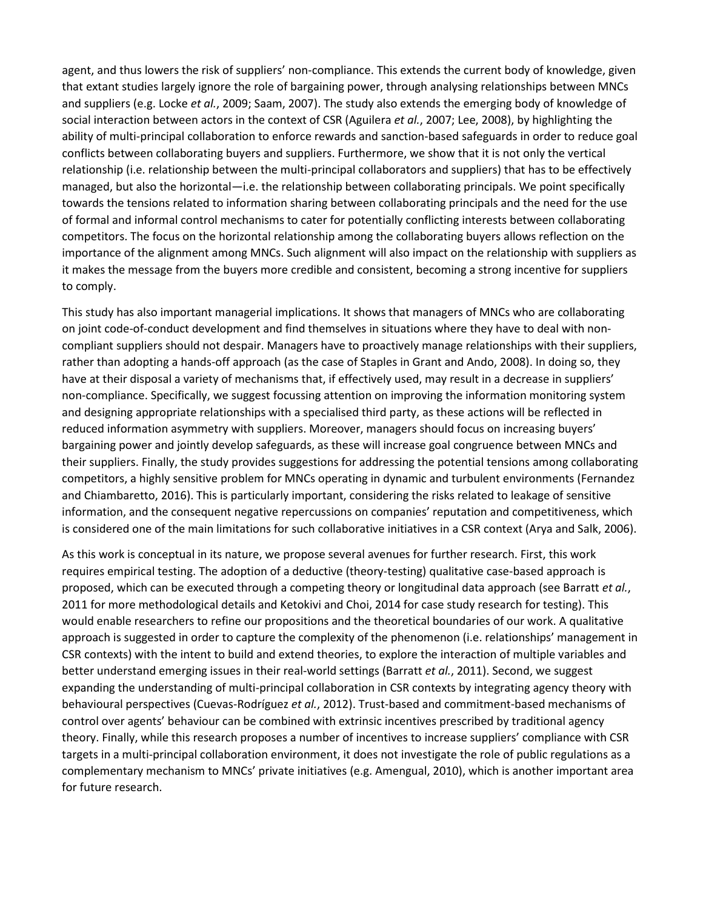agent, and thus lowers the risk of suppliers' non-compliance. This extends the current body of knowledge, given that extant studies largely ignore the role of bargaining power, through analysing relationships between MNCs and suppliers (e.g. Locke *et al.*, 2009; Saam, 2007). The study also extends the emerging body of knowledge of social interaction between actors in the context of CSR (Aguilera *et al.*, 2007; Lee, 2008), by highlighting the ability of multi-principal collaboration to enforce rewards and sanction-based safeguards in order to reduce goal conflicts between collaborating buyers and suppliers. Furthermore, we show that it is not only the vertical relationship (i.e. relationship between the multi-principal collaborators and suppliers) that has to be effectively managed, but also the horizontal—i.e. the relationship between collaborating principals. We point specifically towards the tensions related to information sharing between collaborating principals and the need for the use of formal and informal control mechanisms to cater for potentially conflicting interests between collaborating competitors. The focus on the horizontal relationship among the collaborating buyers allows reflection on the importance of the alignment among MNCs. Such alignment will also impact on the relationship with suppliers as it makes the message from the buyers more credible and consistent, becoming a strong incentive for suppliers to comply.

This study has also important managerial implications. It shows that managers of MNCs who are collaborating on joint code-of-conduct development and find themselves in situations where they have to deal with non-compliant suppliers should not despair. Managers have to proactively manage relationships with their suppliers, rather than adopting a hands-off approach (as the case of Staples in Grant and Ando, 2008). In doing so, they have at their disposal a variety of mechanisms that, if effectively used, may result in a decrease in suppliers' non-compliance. Specifically, we suggest focussing attention on improving the information monitoring system and designing appropriate relationships with a specialised third party, as these actions will be reflected in reduced information asymmetry with suppliers. Moreover, managers should focus on increasing buyers' bargaining power and jointly develop safeguards, as these will increase goal congruence between MNCs and their suppliers. Finally, the study provides suggestions for addressing the potential tensions among collaborating competitors, a highly sensitive problem for MNCs operating in dynamic and turbulent environments (Fernandez and Chiambaretto, 2016). This is particularly important, considering the risks related to leakage of sensitive information, and the consequent negative repercussions on companies' reputation and competitiveness, which is considered one of the main limitations for such collaborative initiatives in a CSR context (Arya and Salk, 2006).

As this work is conceptual in its nature, we propose several avenues for further research. First, this work requires empirical testing. The adoption of a deductive (theory-testing) qualitative case-based approach is proposed, which can be executed through a competing theory or longitudinal data approach (see Barratt *et al.*, 2011 for more methodological details and Ketokivi and Choi, 2014 for case study research for testing). This would enable researchers to refine our propositions and the theoretical boundaries of our work. A qualitative approach is suggested in order to capture the complexity of the phenomenon (i.e. relationships' management in CSR contexts) with the intent to build and extend theories, to explore the interaction of multiple variables and better understand emerging issues in their real-world settings (Barratt *et al.*, 2011). Second, we suggest expanding the understanding of multi-principal collaboration in CSR contexts by integrating agency theory with behavioural perspectives (Cuevas-Rodríguez *et al.*, 2012). Trust-based and commitment-based mechanisms of control over agents' behaviour can be combined with extrinsic incentives prescribed by traditional agency theory. Finally, while this research proposes a number of incentives to increase suppliers' compliance with CSR targets in a multi-principal collaboration environment, it does not investigate the role of public regulations as a complementary mechanism to MNCs' private initiatives (e.g. Amengual, 2010), which is another important area for future research.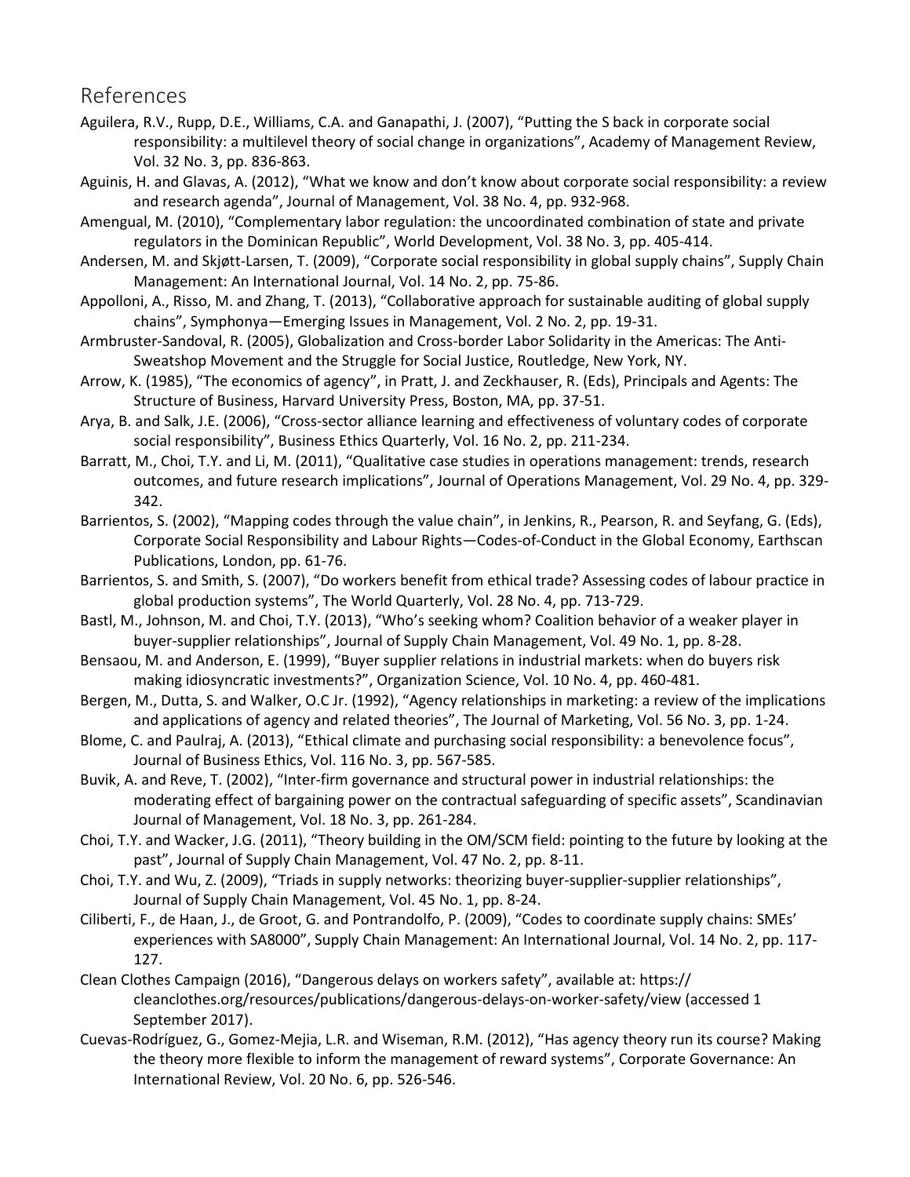# References

Aguilera, R.V., Rupp, D.E., Williams, C.A. and Ganapathi, J. (2007), “Putting the S back in corporate social responsibility: a multilevel theory of social change in organizations”, Academy of Management Review, Vol. 32 No. 3, pp. 836-863.

Aguinis, H. and Glavas, A. (2012), “What we know and don’t know about corporate social responsibility: a review and research agenda”, Journal of Management, Vol. 38 No. 4, pp. 932-968.

Amengual, M. (2010), “Complementary labor regulation: the uncoordinated combination of state and private regulators in the Dominican Republic”, World Development, Vol. 38 No. 3, pp. 405-414.

Andersen, M. and Skjøtt-Larsen, T. (2009), “Corporate social responsibility in global supply chains”, Supply Chain Management: An International Journal, Vol. 14 No. 2, pp. 75-86.

Appolloni, A., Risso, M. and Zhang, T. (2013), “Collaborative approach for sustainable auditing of global supply chains”, Symphonya—Emerging Issues in Management, Vol. 2 No. 2, pp. 19-31.

Armbruster-Sandoval, R. (2005), Globalization and Cross-border Labor Solidarity in the Americas: The Anti-Sweatshop Movement and the Struggle for Social Justice, Routledge, New York, NY.

Arrow, K. (1985), “The economics of agency”, in Pratt, J. and Zeckhauser, R. (Eds), Principals and Agents: The Structure of Business, Harvard University Press, Boston, MA, pp. 37-51.

Arya, B. and Salk, J.E. (2006), “Cross-sector alliance learning and effectiveness of voluntary codes of corporate social responsibility”, Business Ethics Quarterly, Vol. 16 No. 2, pp. 211-234.

Barratt, M., Choi, T.Y. and Li, M. (2011), “Qualitative case studies in operations management: trends, research outcomes, and future research implications”, Journal of Operations Management, Vol. 29 No. 4, pp. 329-342.

Barrientos, S. (2002), “Mapping codes through the value chain”, in Jenkins, R., Pearson, R. and Seyfang, G. (Eds), Corporate Social Responsibility and Labour Rights—Codes-of-Conduct in the Global Economy, Earthscan Publications, London, pp. 61-76.

Barrientos, S. and Smith, S. (2007), “Do workers benefit from ethical trade? Assessing codes of labour practice in global production systems”, The World Quarterly, Vol. 28 No. 4, pp. 713-729.

Bastl, M., Johnson, M. and Choi, T.Y. (2013), “Who’s seeking whom? Coalition behavior of a weaker player in buyer-supplier relationships”, Journal of Supply Chain Management, Vol. 49 No. 1, pp. 8-28.

Bensaou, M. and Anderson, E. (1999), “Buyer supplier relations in industrial markets: when do buyers risk making idiosyncratic investments?”, Organization Science, Vol. 10 No. 4, pp. 460-481.

Bergen, M., Dutta, S. and Walker, O.C Jr. (1992), “Agency relationships in marketing: a review of the implications and applications of agency and related theories”, The Journal of Marketing, Vol. 56 No. 3, pp. 1-24.

Blome, C. and Paulraj, A. (2013), “Ethical climate and purchasing social responsibility: a benevolence focus”, Journal of Business Ethics, Vol. 116 No. 3, pp. 567-585.

Buvik, A. and Reve, T. (2002), “Inter-firm governance and structural power in industrial relationships: the moderating effect of bargaining power on the contractual safeguarding of specific assets”, Scandinavian Journal of Management, Vol. 18 No. 3, pp. 261-284.

Choi, T.Y. and Wacker, J.G. (2011), “Theory building in the OM/SCM field: pointing to the future by looking at the past”, Journal of Supply Chain Management, Vol. 47 No. 2, pp. 8-11.

Choi, T.Y. and Wu, Z. (2009), “Triads in supply networks: theorizing buyer-supplier-supplier relationships”, Journal of Supply Chain Management, Vol. 45 No. 1, pp. 8-24.

Ciliberti, F., de Haan, J., de Groot, G. and Pontrandolfo, P. (2009), “Codes to coordinate supply chains: SMEs’ experiences with SA8000”, Supply Chain Management: An International Journal, Vol. 14 No. 2, pp. 117-127.

Clean Clothes Campaign (2016), “Dangerous delays on workers safety”, available at: https://cleanclothes.org/resources/publications/dangerous-delays-on-worker-safety/view (accessed 1 September 2017).

Cuevas-Rodríguez, G., Gomez-Mejia, L.R. and Wiseman, R.M. (2012), “Has agency theory run its course? Making the theory more flexible to inform the management of reward systems”, Corporate Governance: An International Review, Vol. 20 No. 6, pp. 526-546.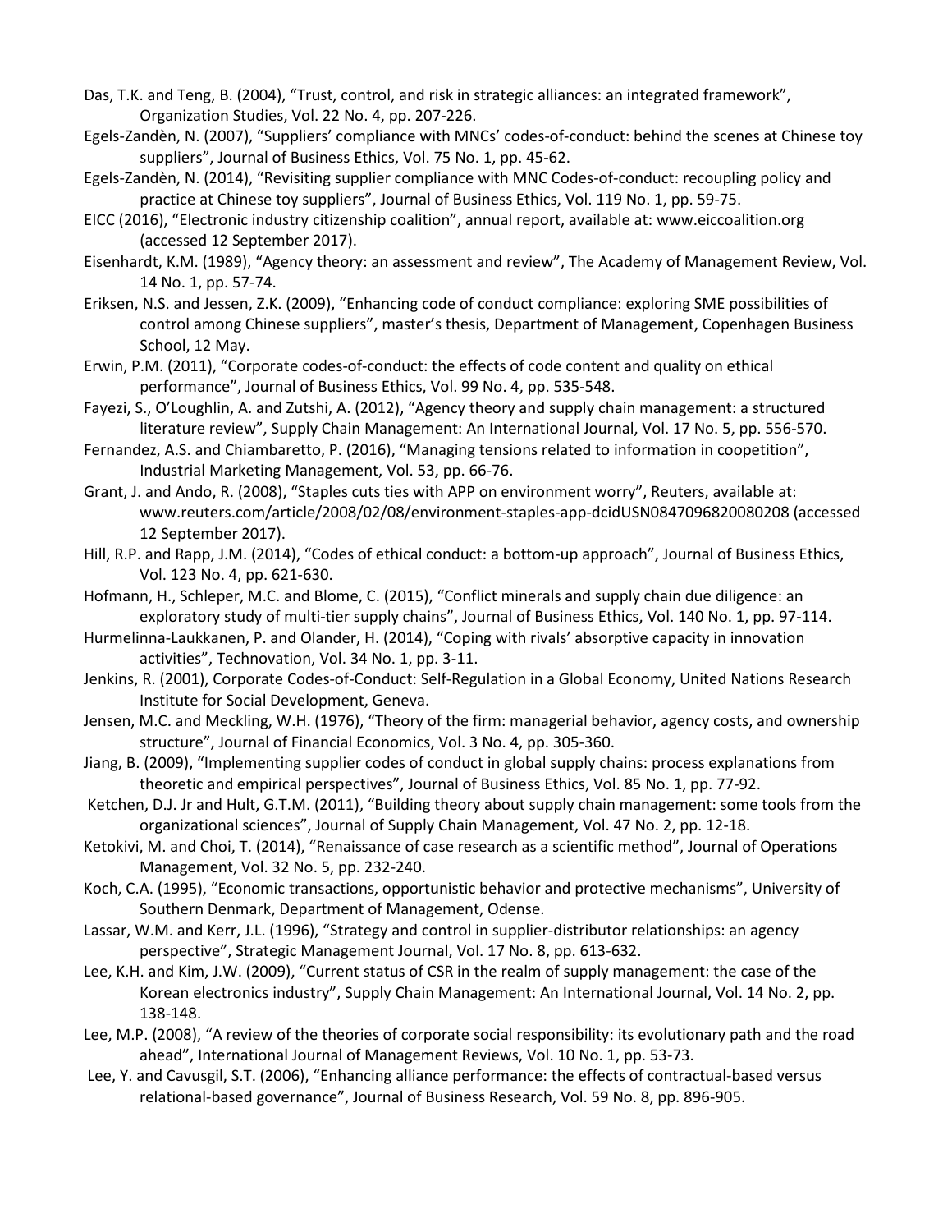Das, T.K. and Teng, B. (2004), "Trust, control, and risk in strategic alliances: an integrated framework", Organization Studies, Vol. 22 No. 4, pp. 207-226.

Egels-Zandèn, N. (2007), "Suppliers' compliance with MNCs' codes-of-conduct: behind the scenes at Chinese toy suppliers", Journal of Business Ethics, Vol. 75 No. 1, pp. 45-62.

Egels-Zandèn, N. (2014), "Revisiting supplier compliance with MNC Codes-of-conduct: recoupling policy and practice at Chinese toy suppliers", Journal of Business Ethics, Vol. 119 No. 1, pp. 59-75.

EICC (2016), "Electronic industry citizenship coalition", annual report, available at: www.eiccoalition.org (accessed 12 September 2017).

Eisenhardt, K.M. (1989), "Agency theory: an assessment and review", The Academy of Management Review, Vol. 14 No. 1, pp. 57-74.

Eriksen, N.S. and Jessen, Z.K. (2009), "Enhancing code of conduct compliance: exploring SME possibilities of control among Chinese suppliers", master's thesis, Department of Management, Copenhagen Business School, 12 May.

Erwin, P.M. (2011), "Corporate codes-of-conduct: the effects of code content and quality on ethical performance", Journal of Business Ethics, Vol. 99 No. 4, pp. 535-548.

Fayezi, S., O'Loughlin, A. and Zutshi, A. (2012), "Agency theory and supply chain management: a structured literature review", Supply Chain Management: An International Journal, Vol. 17 No. 5, pp. 556-570.

Fernandez, A.S. and Chiambaretto, P. (2016), "Managing tensions related to information in coopetition", Industrial Marketing Management, Vol. 53, pp. 66-76.

Grant, J. and Ando, R. (2008), "Staples cuts ties with APP on environment worry", Reuters, available at: www.reuters.com/article/2008/02/08/environment-staples-app-dcidUSN0847096820080208 (accessed 12 September 2017).

Hill, R.P. and Rapp, J.M. (2014), "Codes of ethical conduct: a bottom-up approach", Journal of Business Ethics, Vol. 123 No. 4, pp. 621-630.

Hofmann, H., Schleper, M.C. and Blome, C. (2015), "Conflict minerals and supply chain due diligence: an exploratory study of multi-tier supply chains", Journal of Business Ethics, Vol. 140 No. 1, pp. 97-114.

Hurmelinna-Laukkanen, P. and Olander, H. (2014), "Coping with rivals' absorptive capacity in innovation activities", Technovation, Vol. 34 No. 1, pp. 3-11.

Jenkins, R. (2001), Corporate Codes-of-Conduct: Self-Regulation in a Global Economy, United Nations Research Institute for Social Development, Geneva.

Jensen, M.C. and Meckling, W.H. (1976), "Theory of the firm: managerial behavior, agency costs, and ownership structure", Journal of Financial Economics, Vol. 3 No. 4, pp. 305-360.

Jiang, B. (2009), "Implementing supplier codes of conduct in global supply chains: process explanations from theoretic and empirical perspectives", Journal of Business Ethics, Vol. 85 No. 1, pp. 77-92.

Ketchen, D.J. Jr and Hult, G.T.M. (2011), "Building theory about supply chain management: some tools from the organizational sciences", Journal of Supply Chain Management, Vol. 47 No. 2, pp. 12-18.

Ketokivi, M. and Choi, T. (2014), "Renaissance of case research as a scientific method", Journal of Operations Management, Vol. 32 No. 5, pp. 232-240.

Koch, C.A. (1995), "Economic transactions, opportunistic behavior and protective mechanisms", University of Southern Denmark, Department of Management, Odense.

Lassar, W.M. and Kerr, J.L. (1996), "Strategy and control in supplier-distributor relationships: an agency perspective", Strategic Management Journal, Vol. 17 No. 8, pp. 613-632.

Lee, K.H. and Kim, J.W. (2009), "Current status of CSR in the realm of supply management: the case of the Korean electronics industry", Supply Chain Management: An International Journal, Vol. 14 No. 2, pp. 138-148.

Lee, M.P. (2008), "A review of the theories of corporate social responsibility: its evolutionary path and the road ahead", International Journal of Management Reviews, Vol. 10 No. 1, pp. 53-73.

Lee, Y. and Cavusgil, S.T. (2006), "Enhancing alliance performance: the effects of contractual-based versus relational-based governance", Journal of Business Research, Vol. 59 No. 8, pp. 896-905.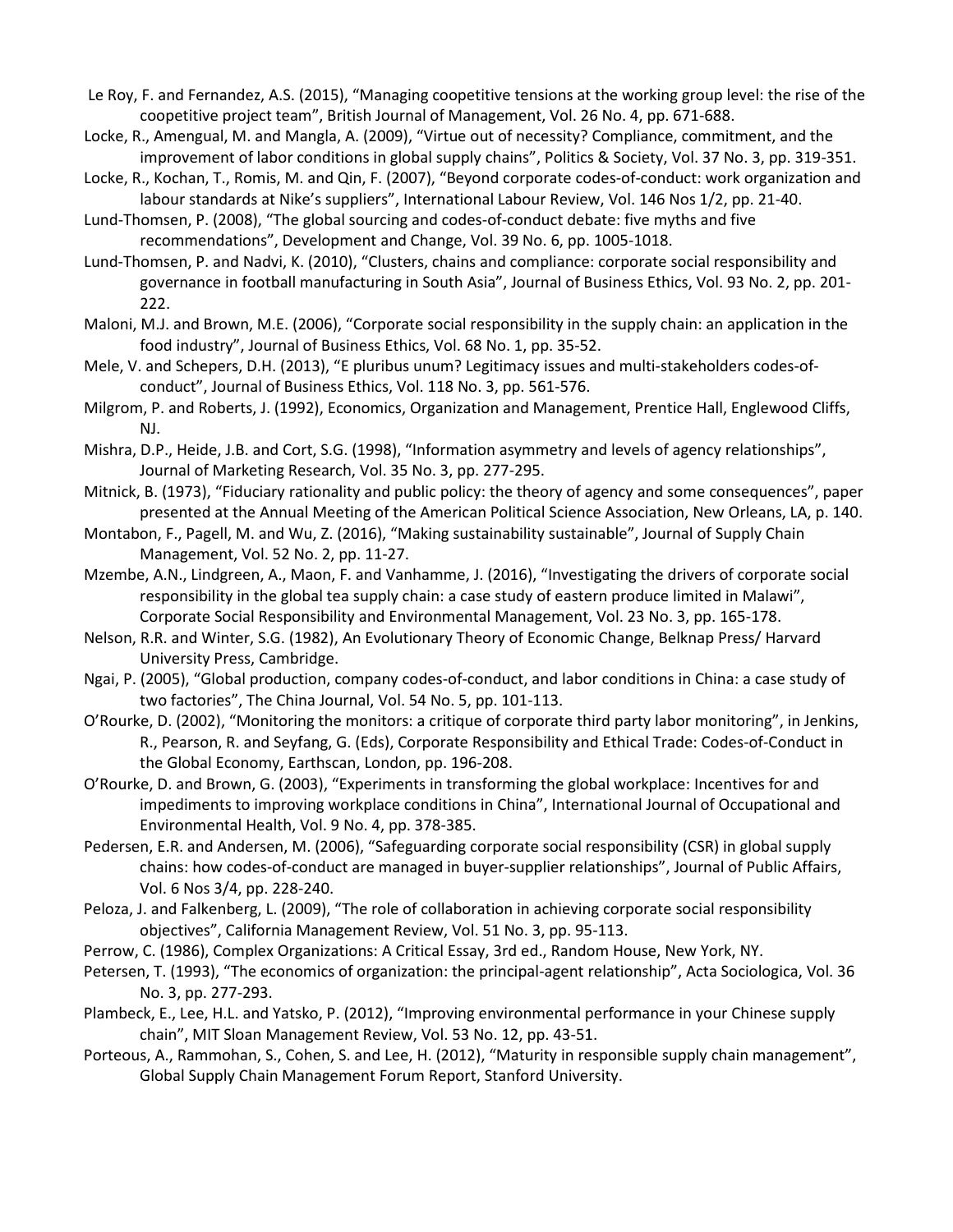Le Roy, F. and Fernandez, A.S. (2015), "Managing coopetitive tensions at the working group level: the rise of the coopetitive project team", British Journal of Management, Vol. 26 No. 4, pp. 671-688.

Locke, R., Amengual, M. and Mangla, A. (2009), "Virtue out of necessity? Compliance, commitment, and the improvement of labor conditions in global supply chains", Politics & Society, Vol. 37 No. 3, pp. 319-351.

Locke, R., Kochan, T., Romis, M. and Qin, F. (2007), "Beyond corporate codes-of-conduct: work organization and labour standards at Nike's suppliers", International Labour Review, Vol. 146 Nos 1/2, pp. 21-40.

Lund-Thomsen, P. (2008), "The global sourcing and codes-of-conduct debate: five myths and five recommendations", Development and Change, Vol. 39 No. 6, pp. 1005-1018.

Lund-Thomsen, P. and Nadvi, K. (2010), "Clusters, chains and compliance: corporate social responsibility and governance in football manufacturing in South Asia", Journal of Business Ethics, Vol. 93 No. 2, pp. 201-222.

Maloni, M.J. and Brown, M.E. (2006), "Corporate social responsibility in the supply chain: an application in the food industry", Journal of Business Ethics, Vol. 68 No. 1, pp. 35-52.

Mele, V. and Schepers, D.H. (2013), "E pluribus unum? Legitimacy issues and multi-stakeholders codes-of-conduct", Journal of Business Ethics, Vol. 118 No. 3, pp. 561-576.

Milgrom, P. and Roberts, J. (1992), Economics, Organization and Management, Prentice Hall, Englewood Cliffs, NJ.

Mishra, D.P., Heide, J.B. and Cort, S.G. (1998), "Information asymmetry and levels of agency relationships", Journal of Marketing Research, Vol. 35 No. 3, pp. 277-295.

Mitnick, B. (1973), "Fiduciary rationality and public policy: the theory of agency and some consequences", paper presented at the Annual Meeting of the American Political Science Association, New Orleans, LA, p. 140.

Montabon, F., Pagell, M. and Wu, Z. (2016), "Making sustainability sustainable", Journal of Supply Chain Management, Vol. 52 No. 2, pp. 11-27.

Mzembe, A.N., Lindgreen, A., Maon, F. and Vanhamme, J. (2016), "Investigating the drivers of corporate social responsibility in the global tea supply chain: a case study of eastern produce limited in Malawi", Corporate Social Responsibility and Environmental Management, Vol. 23 No. 3, pp. 165-178.

Nelson, R.R. and Winter, S.G. (1982), An Evolutionary Theory of Economic Change, Belknap Press/ Harvard University Press, Cambridge.

Ngai, P. (2005), "Global production, company codes-of-conduct, and labor conditions in China: a case study of two factories", The China Journal, Vol. 54 No. 5, pp. 101-113.

O'Rourke, D. (2002), "Monitoring the monitors: a critique of corporate third party labor monitoring", in Jenkins, R., Pearson, R. and Seyfang, G. (Eds), Corporate Responsibility and Ethical Trade: Codes-of-Conduct in the Global Economy, Earthscan, London, pp. 196-208.

O'Rourke, D. and Brown, G. (2003), "Experiments in transforming the global workplace: Incentives for and impediments to improving workplace conditions in China", International Journal of Occupational and Environmental Health, Vol. 9 No. 4, pp. 378-385.

Pedersen, E.R. and Andersen, M. (2006), "Safeguarding corporate social responsibility (CSR) in global supply chains: how codes-of-conduct are managed in buyer-supplier relationships", Journal of Public Affairs, Vol. 6 Nos 3/4, pp. 228-240.

Peloza, J. and Falkenberg, L. (2009), "The role of collaboration in achieving corporate social responsibility objectives", California Management Review, Vol. 51 No. 3, pp. 95-113.

Perrow, C. (1986), Complex Organizations: A Critical Essay, 3rd ed., Random House, New York, NY.

Petersen, T. (1993), "The economics of organization: the principal-agent relationship", Acta Sociologica, Vol. 36 No. 3, pp. 277-293.

Plambeck, E., Lee, H.L. and Yatsko, P. (2012), "Improving environmental performance in your Chinese supply chain", MIT Sloan Management Review, Vol. 53 No. 12, pp. 43-51.

Porteous, A., Rammohan, S., Cohen, S. and Lee, H. (2012), "Maturity in responsible supply chain management", Global Supply Chain Management Forum Report, Stanford University.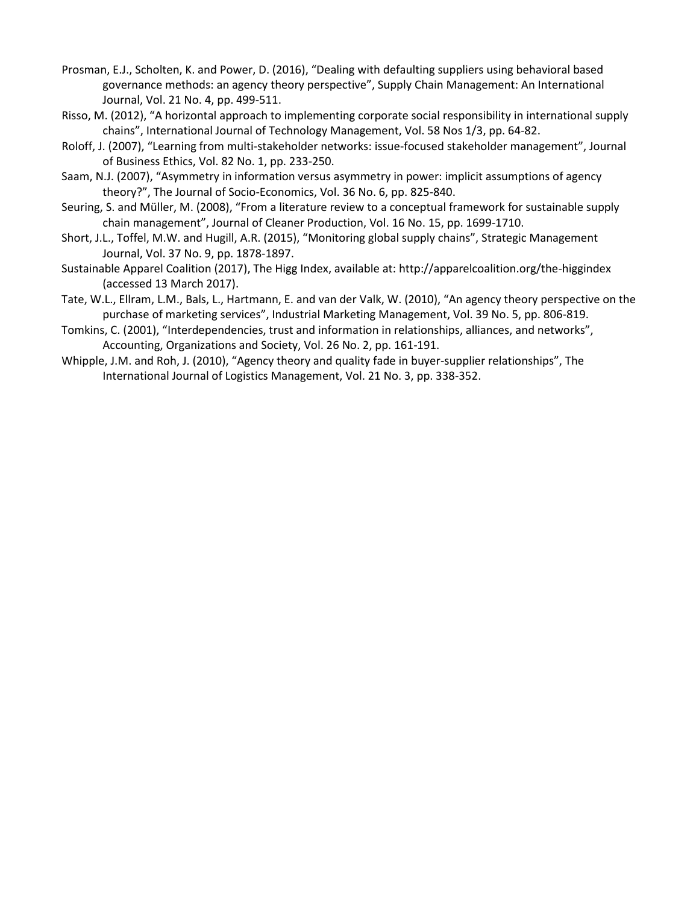Prosman, E.J., Scholten, K. and Power, D. (2016), "Dealing with defaulting suppliers using behavioral based governance methods: an agency theory perspective", Supply Chain Management: An International Journal, Vol. 21 No. 4, pp. 499-511.

Risso, M. (2012), "A horizontal approach to implementing corporate social responsibility in international supply chains", International Journal of Technology Management, Vol. 58 Nos 1/3, pp. 64-82.

Roloff, J. (2007), "Learning from multi-stakeholder networks: issue-focused stakeholder management", Journal of Business Ethics, Vol. 82 No. 1, pp. 233-250.

Saam, N.J. (2007), "Asymmetry in information versus asymmetry in power: implicit assumptions of agency theory?", The Journal of Socio-Economics, Vol. 36 No. 6, pp. 825-840.

Seuring, S. and Müller, M. (2008), "From a literature review to a conceptual framework for sustainable supply chain management", Journal of Cleaner Production, Vol. 16 No. 15, pp. 1699-1710.

Short, J.L., Toffel, M.W. and Hugill, A.R. (2015), "Monitoring global supply chains", Strategic Management Journal, Vol. 37 No. 9, pp. 1878-1897.

Sustainable Apparel Coalition (2017), The Higg Index, available at: http://apparelcoalition.org/the-higgindex (accessed 13 March 2017).

Tate, W.L., Ellram, L.M., Bals, L., Hartmann, E. and van der Valk, W. (2010), "An agency theory perspective on the purchase of marketing services", Industrial Marketing Management, Vol. 39 No. 5, pp. 806-819.

Tomkins, C. (2001), "Interdependencies, trust and information in relationships, alliances, and networks", Accounting, Organizations and Society, Vol. 26 No. 2, pp. 161-191.

Whipple, J.M. and Roh, J. (2010), "Agency theory and quality fade in buyer-supplier relationships", The International Journal of Logistics Management, Vol. 21 No. 3, pp. 338-352.